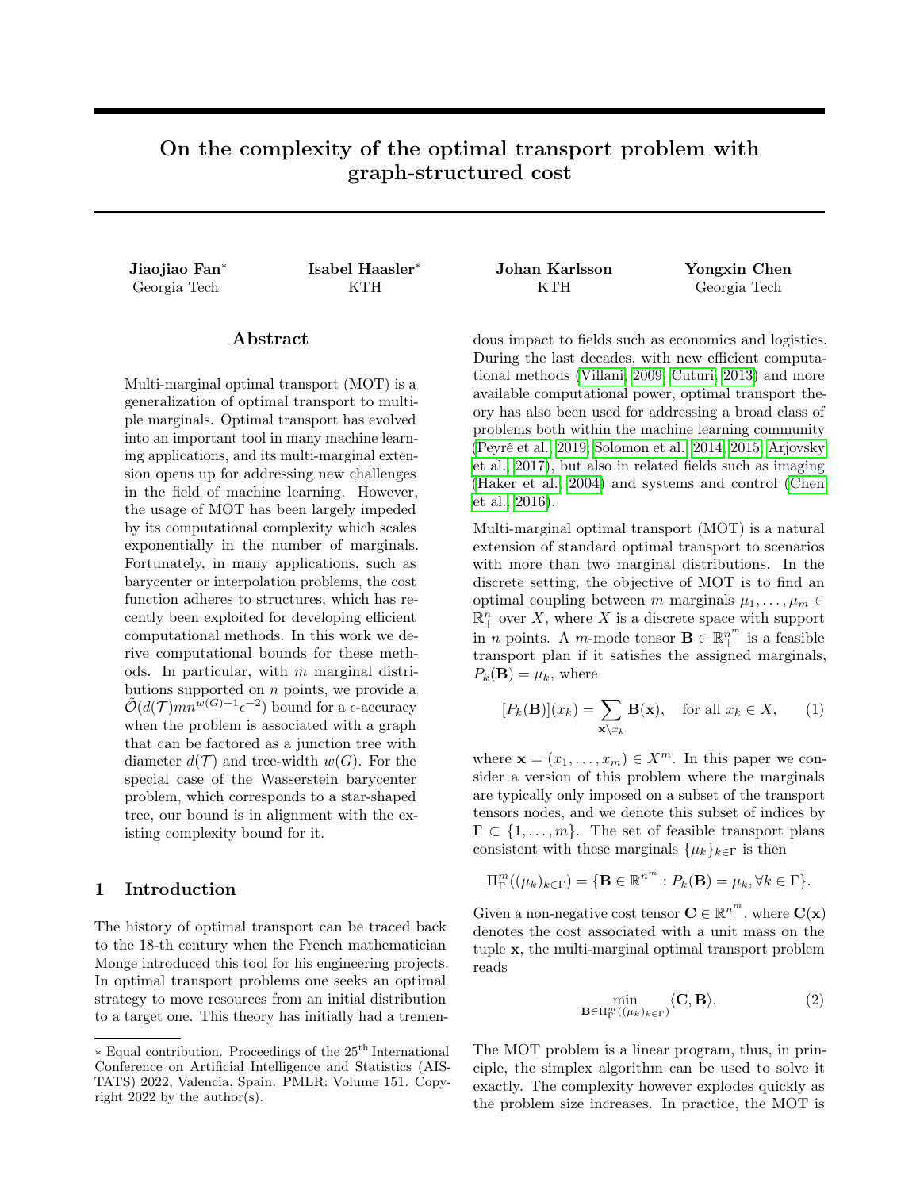# On the complexity of the optimal transport problem with graph-structured cost

**Jiaojiao Fan*** Georgia Tech

**Isabel Haasler*** KTH

**Johan Karlsson** KTH

**Yongxin Chen** Georgia Tech

## Abstract

Multi-marginal optimal transport (MOT) is a generalization of optimal transport to multiple marginals. Optimal transport has evolved into an important tool in many machine learning applications, and its multi-marginal extension opens up for addressing new challenges in the field of machine learning. However, the usage of MOT has been largely impeded by its computational complexity which scales exponentially in the number of marginals. Fortunately, in many applications, such as barycenter or interpolation problems, the cost function adheres to structures, which has recently been exploited for developing efficient computational methods. In this work we derive computational bounds for these methods. In particular, with $m$ marginal distributions supported on $n$ points, we provide a $\tilde{\mathcal{O}}(d(\mathcal{T})mn^{w(G)+1}\epsilon^{-2})$ bound for a $\epsilon$-accuracy when the problem is associated with a graph that can be factored as a junction tree with diameter $d(\mathcal{T})$ and tree-width $w(G)$. For the special case of the Wasserstein barycenter problem, which corresponds to a star-shaped tree, our bound is in alignment with the existing complexity bound for it.

## 1 Introduction

The history of optimal transport can be traced back to the 18-th century when the French mathematician Monge introduced this tool for his engineering projects. In optimal transport problems one seeks an optimal strategy to move resources from an initial distribution to a target one. This theory has initially had a tremendous impact to fields such as economics and logistics. During the last decades, with new efficient computational methods (Villani, 2009; Cuturi, 2013) and more available computational power, optimal transport theory has also been used for addressing a broad class of problems both within the machine learning community (Peyré et al., 2019; Solomon et al., 2014, 2015; Arjovsky et al., 2017), but also in related fields such as imaging (Haker et al., 2004) and systems and control (Chen et al., 2016).

Multi-marginal optimal transport (MOT) is a natural extension of standard optimal transport to scenarios with more than two marginal distributions. In the discrete setting, the objective of MOT is to find an optimal coupling between $m$ marginals $\mu_1, \ldots, \mu_m \in \mathbb{R}_+^n$ over $X$, where $X$ is a discrete space with support in $n$ points. A $m$-mode tensor $\mathbf{B} \in \mathbb{R}_+^{n^m}$ is a feasible transport plan if it satisfies the assigned marginals, $P_k(\mathbf{B}) = \mu_k$, where

$$[P_k(\mathbf{B})](x_k) = \sum_{\mathbf{x}\setminus x_k} \mathbf{B}(\mathbf{x}), \quad \text{for all } x_k \in X, \tag{1}$$

where $\mathbf{x} = (x_1, \ldots, x_m) \in X^m$. In this paper we consider a version of this problem where the marginals are typically only imposed on a subset of the transport tensors nodes, and we denote this subset of indices by $\Gamma \subset \{1, \ldots, m\}$. The set of feasible transport plans consistent with these marginals $\{\mu_k\}_{k\in\Gamma}$ is then

$$\Pi_\Gamma^m((\mu_k)_{k\in\Gamma}) = \{\mathbf{B} \in \mathbb{R}^{n^m} : P_k(\mathbf{B}) = \mu_k, \forall k \in \Gamma\}.$$

Given a non-negative cost tensor $\mathbf{C} \in \mathbb{R}_+^{n^m}$, where $\mathbf{C}(\mathbf{x})$ denotes the cost associated with a unit mass on the tuple $\mathbf{x}$, the multi-marginal optimal transport problem reads

$$\min_{\mathbf{B}\in\Pi_\Gamma^m((\mu_k)_{k\in\Gamma})} \langle \mathbf{C}, \mathbf{B} \rangle. \tag{2}$$

The MOT problem is a linear program, thus, in principle, the simplex algorithm can be used to solve it exactly. The complexity however explodes quickly as the problem size increases. In practice, the MOT is

* Equal contribution. Proceedings of the 25[th] International Conference on Artificial Intelligence and Statistics (AISTATS) 2022, Valencia, Spain. PMLR: Volume 151. Copyright 2022 by the author(s).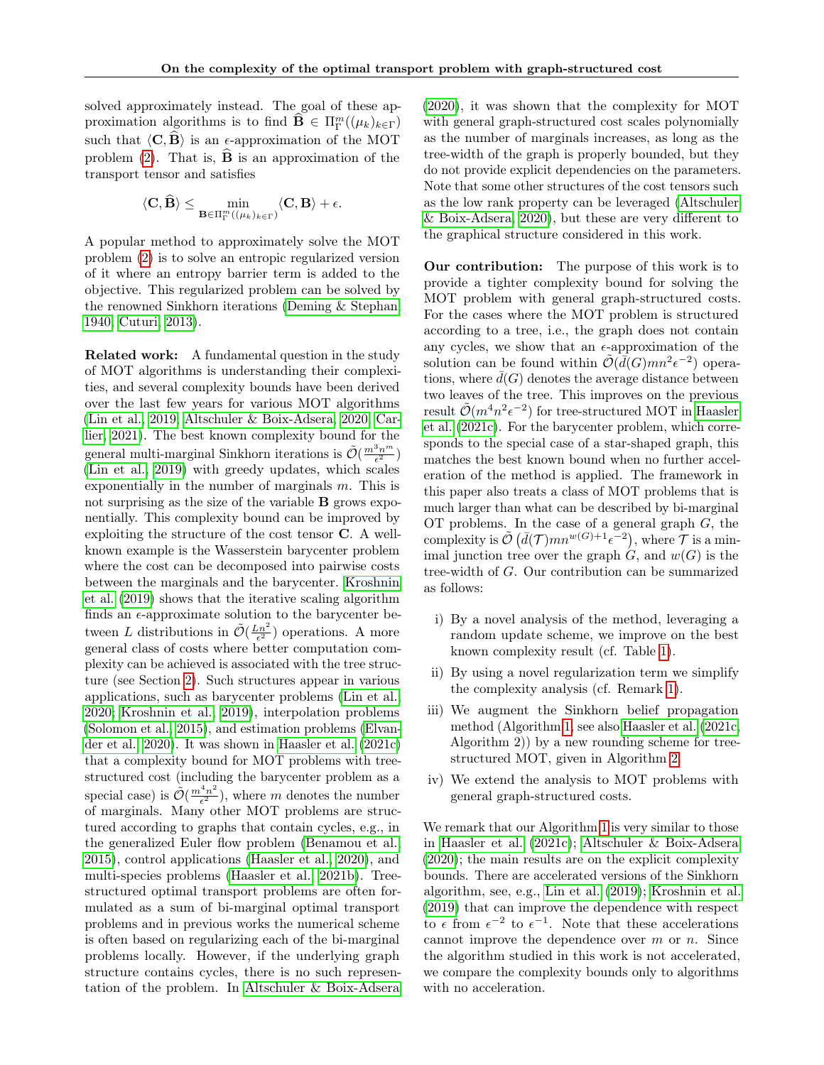solved approximately instead. The goal of these approximation algorithms is to find $\widehat{\mathbf{B}} \in \Pi_\Gamma^m((\mu_k)_{k\in\Gamma})$ such that $\langle \mathbf{C}, \widehat{\mathbf{B}} \rangle$ is an $\epsilon$-approximation of the MOT problem (2). That is, $\widehat{\mathbf{B}}$ is an approximation of the transport tensor and satisfies

$$\langle \mathbf{C}, \widehat{\mathbf{B}} \rangle \leq \min_{\mathbf{B}\in\Pi_\Gamma^m((\mu_k)_{k\in\Gamma})} \langle \mathbf{C}, \mathbf{B} \rangle + \epsilon.$$

A popular method to approximately solve the MOT problem (2) is to solve an entropic regularized version of it where an entropy barrier term is added to the objective. This regularized problem can be solved by the renowned Sinkhorn iterations (Deming & Stephan, 1940; Cuturi, 2013).

**Related work:** A fundamental question in the study of MOT algorithms is understanding their complexities, and several complexity bounds have been derived over the last few years for various MOT algorithms (Lin et al., 2019; Altschuler & Boix-Adsera, 2020; Carlier, 2021). The best known complexity bound for the general multi-marginal Sinkhorn iterations is $\tilde{\mathcal{O}}(\frac{m^3 n^m}{\epsilon^2})$ (Lin et al., 2019) with greedy updates, which scales exponentially in the number of marginals $m$. This is not surprising as the size of the variable $\mathbf{B}$ grows exponentially. This complexity bound can be improved by exploiting the structure of the cost tensor $\mathbf{C}$. A well-known example is the Wasserstein barycenter problem where the cost can be decomposed into pairwise costs between the marginals and the barycenter. Kroshnin et al. (2019) shows that the iterative scaling algorithm finds an $\epsilon$-approximate solution to the barycenter between $L$ distributions in $\tilde{\mathcal{O}}(\frac{Ln^2}{\epsilon^2})$ operations. A more general class of costs where better computation complexity can be achieved is associated with the tree structure (see Section 2). Such structures appear in various applications, such as barycenter problems (Lin et al., 2020; Kroshnin et al., 2019), interpolation problems (Solomon et al., 2015), and estimation problems (Elvander et al., 2020). It was shown in Haasler et al. (2021c) that a complexity bound for MOT problems with tree-structured cost (including the barycenter problem as a special case) is $\tilde{\mathcal{O}}(\frac{m^4 n^2}{\epsilon^2})$, where $m$ denotes the number of marginals. Many other MOT problems are structured according to graphs that contain cycles, e.g., in the generalized Euler flow problem (Benamou et al., 2015), control applications (Haasler et al., 2020), and multi-species problems (Haasler et al., 2021b). Tree-structured optimal transport problems are often formulated as a sum of bi-marginal optimal transport problems and in previous works the numerical scheme is often based on regularizing each of the bi-marginal problems locally. However, if the underlying graph structure contains cycles, there is no such representation of the problem. In Altschuler & Boix-Adsera (2020), it was shown that the complexity for MOT with general graph-structured cost scales polynomially as the number of marginals increases, as long as the tree-width of the graph is properly bounded, but they do not provide explicit dependencies on the parameters. Note that some other structures of the cost tensors such as the low rank property can be leveraged (Altschuler & Boix-Adsera, 2020), but these are very different to the graphical structure considered in this work.

**Our contribution:** The purpose of this work is to provide a tighter complexity bound for solving the MOT problem with general graph-structured costs. For the cases where the MOT problem is structured according to a tree, i.e., the graph does not contain any cycles, we show that an $\epsilon$-approximation of the solution can be found within $\tilde{\mathcal{O}}(\bar{d}(G)mn^2\epsilon^{-2})$ operations, where $\bar{d}(G)$ denotes the average distance between two leaves of the tree. This improves on the previous result $\tilde{\mathcal{O}}(m^4n^2\epsilon^{-2})$ for tree-structured MOT in Haasler et al. (2021c). For the barycenter problem, which corresponds to the special case of a star-shaped graph, this matches the best known bound when no further acceleration of the method is applied. The framework in this paper also treats a class of MOT problems that is much larger than what can be described by bi-marginal OT problems. In the case of a general graph $G$, the complexity is $\tilde{\mathcal{O}}\left(\bar{d}(\mathcal{T})mn^{w(G)+1}\epsilon^{-2}\right)$, where $\mathcal{T}$ is a minimal junction tree over the graph $G$, and $w(G)$ is the tree-width of $G$. Our contribution can be summarized as follows:

i) By a novel analysis of the method, leveraging a random update scheme, we improve on the best known complexity result (cf. Table 1).

ii) By using a novel regularization term we simplify the complexity analysis (cf. Remark 1).

iii) We augment the Sinkhorn belief propagation method (Algorithm 1, see also Haasler et al. (2021c, Algorithm 2)) by a new rounding scheme for tree-structured MOT, given in Algorithm 2.

iv) We extend the analysis to MOT problems with general graph-structured costs.

We remark that our Algorithm 1 is very similar to those in Haasler et al. (2021c); Altschuler & Boix-Adsera (2020); the main results are on the explicit complexity bounds. There are accelerated versions of the Sinkhorn algorithm, see, e.g., Lin et al. (2019); Kroshnin et al. (2019) that can improve the dependence with respect to $\epsilon$ from $\epsilon^{-2}$ to $\epsilon^{-1}$. Note that these accelerations cannot improve the dependence over $m$ or $n$. Since the algorithm studied in this work is not accelerated, we compare the complexity bounds only to algorithms with no acceleration.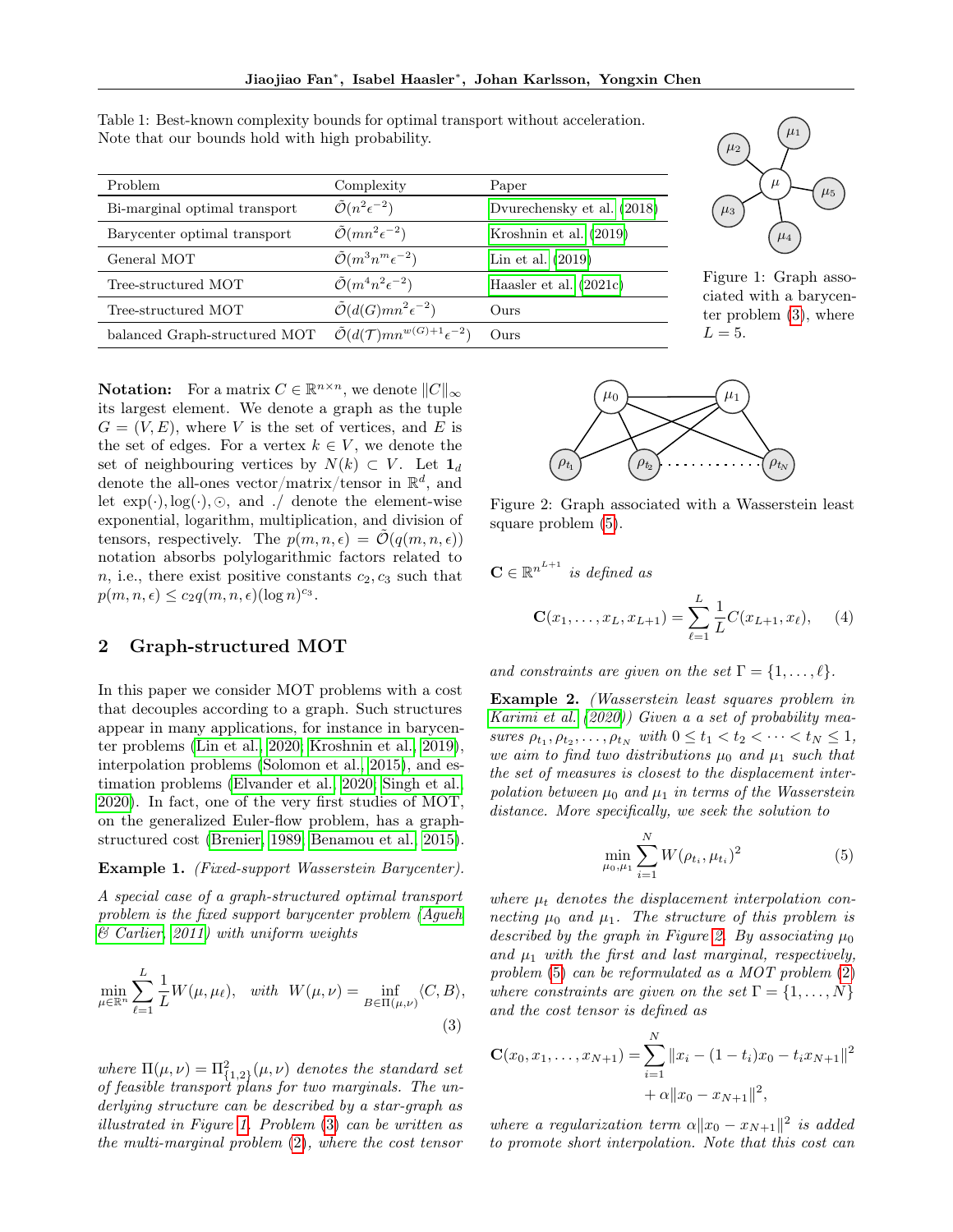Table 1: Best-known complexity bounds for optimal transport without acceleration. Note that our bounds hold with high probability.

| Problem | Complexity | Paper |
|---|---|---|
| Bi-marginal optimal transport | $\tilde{\mathcal{O}}(n^2\epsilon^{-2})$ | Dvurechensky et al. (2018) |
| Barycenter optimal transport | $\tilde{\mathcal{O}}(mn^2\epsilon^{-2})$ | Kroshnin et al. (2019) |
| General MOT | $\tilde{\mathcal{O}}(m^3n^m\epsilon^{-2})$ | Lin et al. (2019) |
| Tree-structured MOT | $\tilde{\mathcal{O}}(m^4n^2\epsilon^{-2})$ | Haasler et al. (2021c) |
| Tree-structured MOT | $\tilde{\mathcal{O}}(d(G)mn^2\epsilon^{-2})$ | Ours |
| balanced Graph-structured MOT | $\tilde{\mathcal{O}}(d(\mathcal{T})mn^{w(G)+1}\epsilon^{-2})$ | Ours |

Figure 1: Graph associated with a barycenter problem (3), where $L = 5$.

**Notation:** For a matrix $C \in \mathbb{R}^{n\times n}$, we denote $\|C\|_\infty$ its largest element. We denote a graph as the tuple $G = (V, E)$, where $V$ is the set of vertices, and $E$ is the set of edges. For a vertex $k \in V$, we denote the set of neighbouring vertices by $N(k) \subset V$. Let $\mathbf{1}_d$ denote the all-ones vector/matrix/tensor in $\mathbb{R}^d$, and let $\exp(\cdot), \log(\cdot), \odot$, and $./$ denote the element-wise exponential, logarithm, multiplication, and division of tensors, respectively. The $p(m, n, \epsilon) = \tilde{\mathcal{O}}(q(m, n, \epsilon))$ notation absorbs polylogarithmic factors related to $n$, i.e., there exist positive constants $c_2, c_3$ such that $p(m, n, \epsilon) \le c_2 q(m, n, \epsilon)(\log n)^{c_3}$.

## 2 Graph-structured MOT

In this paper we consider MOT problems with a cost that decouples according to a graph. Such structures appear in many applications, for instance in barycenter problems (Lin et al., 2020; Kroshnin et al., 2019), interpolation problems (Solomon et al., 2015), and estimation problems (Elvander et al., 2020; Singh et al., 2020). In fact, one of the very first studies of MOT, on the generalized Euler-flow problem, has a graph-structured cost (Brenier, 1989; Benamou et al., 2015).

**Example 1.** *(Fixed-support Wasserstein Barycenter).*

*A special case of a graph-structured optimal transport problem is the fixed support barycenter problem (Agueh & Carlier, 2011) with uniform weights*

$$\min_{\mu\in\mathbb{R}^n} \sum_{\ell=1}^{L} \frac{1}{L} W(\mu, \mu_\ell), \quad \text{with} \;\; W(\mu,\nu) = \inf_{B\in\Pi(\mu,\nu)} \langle C, B\rangle, \tag{3}$$

*where $\Pi(\mu,\nu) = \Pi^2_{\{1,2\}}(\mu,\nu)$ denotes the standard set of feasible transport plans for two marginals. The underlying structure can be described by a star-graph as illustrated in Figure 1. Problem (3) can be written as the multi-marginal problem (2), where the cost tensor* $\mathbf{C} \in \mathbb{R}^{n^{L+1}}$ *is defined as*

$$\mathbf{C}(x_1, \ldots, x_L, x_{L+1}) = \sum_{\ell=1}^{L} \frac{1}{L} C(x_{L+1}, x_\ell), \tag{4}$$

*and constraints are given on the set $\Gamma = \{1, \ldots, \ell\}$.*

Figure 2: Graph associated with a Wasserstein least square problem (5).

**Example 2.** *(Wasserstein least squares problem in Karimi et al. (2020)) Given a a set of probability measures $\rho_{t_1}, \rho_{t_2}, \ldots, \rho_{t_N}$ with $0 \le t_1 < t_2 < \cdots < t_N \le 1$, we aim to find two distributions $\mu_0$ and $\mu_1$ such that the set of measures is closest to the displacement interpolation between $\mu_0$ and $\mu_1$ in terms of the Wasserstein distance. More specifically, we seek the solution to*

$$\min_{\mu_0,\mu_1} \sum_{i=1}^{N} W(\rho_{t_i}, \mu_{t_i})^2 \tag{5}$$

*where $\mu_t$ denotes the displacement interpolation connecting $\mu_0$ and $\mu_1$. The structure of this problem is described by the graph in Figure 2. By associating $\mu_0$ and $\mu_1$ with the first and last marginal, respectively, problem (5) can be reformulated as a MOT problem (2) where constraints are given on the set $\Gamma = \{1, \ldots, N\}$ and the cost tensor is defined as*

$$\mathbf{C}(x_0, x_1, \ldots, x_{N+1}) = \sum_{i=1}^{N} \|x_i - (1-t_i)x_0 - t_i x_{N+1}\|^2 + \alpha\|x_0 - x_{N+1}\|^2,$$

*where a regularization term $\alpha\|x_0 - x_{N+1}\|^2$ is added to promote short interpolation. Note that this cost can*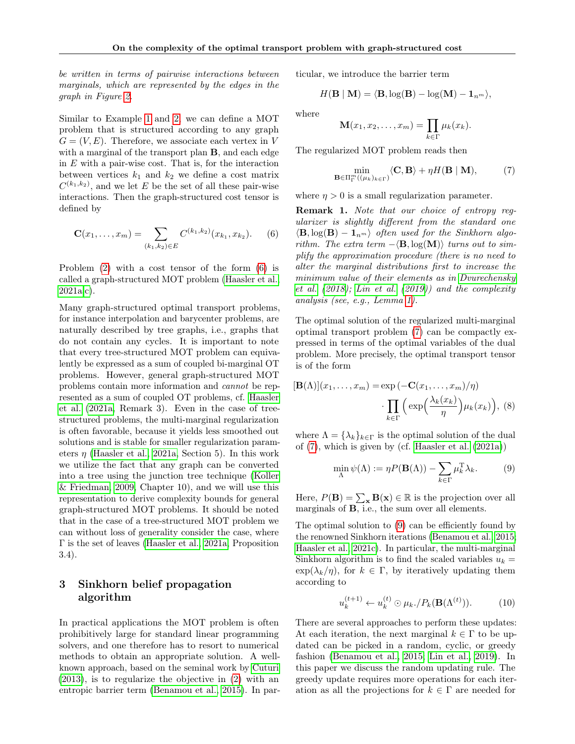*be written in terms of pairwise interactions between marginals, which are represented by the edges in the graph in Figure 2.*

Similar to Example 1 and 2, we can define a MOT problem that is structured according to any graph $G = (V, E)$. Therefore, we associate each vertex in $V$ with a marginal of the transport plan $\mathbf{B}$, and each edge in $E$ with a pair-wise cost. That is, for the interaction between vertices $k_1$ and $k_2$ we define a cost matrix $C^{(k_1,k_2)}$, and we let $E$ be the set of all these pair-wise interactions. Then the graph-structured cost tensor is defined by

$$\mathbf{C}(x_1, \ldots, x_m) = \sum_{(k_1,k_2)\in E} C^{(k_1,k_2)}(x_{k_1}, x_{k_2}). \tag{6}$$

Problem (2) with a cost tensor of the form (6) is called a graph-structured MOT problem (Haasler et al., 2021a,c).

Many graph-structured optimal transport problems, for instance interpolation and barycenter problems, are naturally described by tree graphs, i.e., graphs that do not contain any cycles. It is important to note that every tree-structured MOT problem can equivalently be expressed as a sum of coupled bi-marginal OT problems. However, general graph-structured MOT problems contain more information and *cannot* be represented as a sum of coupled OT problems, cf. Haasler et al. (2021a, Remark 3). Even in the case of tree-structured problems, the multi-marginal regularization is often favorable, because it yields less smoothed out solutions and is stable for smaller regularization parameters $\eta$ (Haasler et al., 2021a, Section 5). In this work we utilize the fact that any graph can be converted into a tree using the junction tree technique (Koller & Friedman, 2009, Chapter 10), and we will use this representation to derive complexity bounds for general graph-structured MOT problems. It should be noted that in the case of a tree-structured MOT problem we can without loss of generality consider the case, where $\Gamma$ is the set of leaves (Haasler et al., 2021a, Proposition 3.4).

## 3 Sinkhorn belief propagation algorithm

In practical applications the MOT problem is often prohibitively large for standard linear programming solvers, and one therefore has to resort to numerical methods to obtain an appropriate solution. A well-known approach, based on the seminal work by Cuturi (2013), is to regularize the objective in (2) with an entropic barrier term (Benamou et al., 2015). In particular, we introduce the barrier term

$$H(\mathbf{B} \mid \mathbf{M}) = \langle \mathbf{B}, \log(\mathbf{B}) - \log(\mathbf{M}) - \mathbf{1}_{n^m} \rangle,$$

where

$$\mathbf{M}(x_1, x_2, \ldots, x_m) = \prod_{k\in\Gamma} \mu_k(x_k).$$

The regularized MOT problem reads then

$$\min_{\mathbf{B}\in\Pi_\Gamma^m((\mu_k)_{k\in\Gamma})} \langle \mathbf{C}, \mathbf{B} \rangle + \eta H(\mathbf{B} \mid \mathbf{M}), \tag{7}$$

where $\eta > 0$ is a small regularization parameter.

**Remark 1.** *Note that our choice of entropy regularizer is slightly different from the standard one $\langle \mathbf{B}, \log(\mathbf{B}) - \mathbf{1}_{n^m} \rangle$ often used for the Sinkhorn algorithm. The extra term $-\langle \mathbf{B}, \log(\mathbf{M}) \rangle$ turns out to simplify the approximation procedure (there is no need to alter the marginal distributions first to increase the minimum value of their elements as in Dvurechensky et al. (2018); Lin et al. (2019)) and the complexity analysis (see, e.g., Lemma 1).*

The optimal solution of the regularized multi-marginal optimal transport problem (7) can be compactly expressed in terms of the optimal variables of the dual problem. More precisely, the optimal transport tensor is of the form

$$[\mathbf{B}(\Lambda)](x_1, \ldots, x_m) = \exp\left(-\mathbf{C}(x_1, \ldots, x_m)/\eta\right) \cdot \prod_{k\in\Gamma} \Big( \exp\Big(\frac{\lambda_k(x_k)}{\eta}\Big) \mu_k(x_k) \Big), \tag{8}$$

where $\Lambda = \{\lambda_k\}_{k\in\Gamma}$ is the optimal solution of the dual of (7), which is given by (cf. Haasler et al. (2021a))

$$\min_{\Lambda} \psi(\Lambda) := \eta P(\mathbf{B}(\Lambda)) - \sum_{k\in\Gamma} \mu_k^{\mathrm{T}} \lambda_k. \tag{9}$$

Here, $P(\mathbf{B}) = \sum_{\mathbf{x}} \mathbf{B}(\mathbf{x}) \in \mathbb{R}$ is the projection over all marginals of $\mathbf{B}$, i.e., the sum over all elements.

The optimal solution to (9) can be efficiently found by the renowned Sinkhorn iterations (Benamou et al., 2015; Haasler et al., 2021c). In particular, the multi-marginal Sinkhorn algorithm is to find the scaled variables $u_k = \exp(\lambda_k/\eta)$, for $k \in \Gamma$, by iteratively updating them according to

$$u_k^{(t+1)} \leftarrow u_k^{(t)} \odot \mu_k ./ P_k(\mathbf{B}(\Lambda^{(t)})). \tag{10}$$

There are several approaches to perform these updates: At each iteration, the next marginal $k \in \Gamma$ to be updated can be picked in a random, cyclic, or greedy fashion (Benamou et al., 2015; Lin et al., 2019). In this paper we discuss the random updating rule. The greedy update requires more operations for each iteration as all the projections for $k \in \Gamma$ are needed for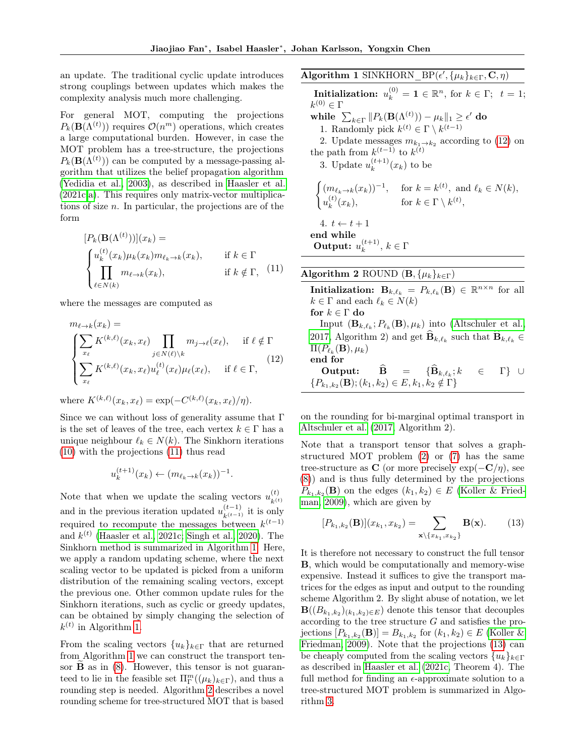an update. The traditional cyclic update introduces strong couplings between updates which makes the complexity analysis much more challenging.

For general MOT, computing the projections $P_k(\mathbf{B}(\Lambda^{(t)}))$ requires $\mathcal{O}(n^m)$ operations, which creates a large computational burden. However, in case the MOT problem has a tree-structure, the projections $P_k(\mathbf{B}(\Lambda^{(t)}))$ can be computed by a message-passing algorithm that utilizes the belief propagation algorithm (Yedidia et al., 2003), as described in Haasler et al. (2021c;a). This requires only matrix-vector multiplications of size $n$. In particular, the projections are of the form

$$
[P_k(\mathbf{B}(\Lambda^{(t)}))](x_k) = \begin{cases} u_k^{(t)}(x_k)\mu_k(x_k)m_{\ell_k\to k}(x_k), & \text{if } k\in\Gamma \\ \prod\limits_{\ell\in N(k)} m_{\ell\to k}(x_k), & \text{if } k\notin\Gamma, \end{cases} \tag{11}
$$

where the messages are computed as

$$
m_{\ell\to k}(x_k) = \begin{cases} \sum\limits_{x_\ell} K^{(k,\ell)}(x_k,x_\ell)\prod\limits_{j\in N(\ell)\setminus k} m_{j\to\ell}(x_\ell), & \text{if } \ell\notin\Gamma \\ \sum\limits_{x_\ell} K^{(k,\ell)}(x_k,x_\ell)u_\ell^{(t)}(x_\ell)\mu_\ell(x_\ell), & \text{if } \ell\in\Gamma, \end{cases} \tag{12}
$$

where $K^{(k,\ell)}(x_k,x_\ell) = \exp(-C^{(k,\ell)}(x_k,x_\ell)/\eta)$.

Since we can without loss of generality assume that $\Gamma$ is the set of leaves of the tree, each vertex $k\in\Gamma$ has a unique neighbour $\ell_k\in N(k)$. The Sinkhorn iterations (10) with the projections (11) thus read

$$
u_k^{(t+1)}(x_k) \leftarrow (m_{\ell_k\to k}(x_k))^{-1}.
$$

Note that when we update the scaling vectors $u_{k^{(t)}}^{(t)}$ and in the previous iteration updated $u_{k^{(t-1)}}^{(t-1)}$ it is only required to recompute the messages between $k^{(t-1)}$ and $k^{(t)}$ (Haasler et al., 2021c; Singh et al., 2020). The Sinkhorn method is summarized in Algorithm 1. Here, we apply a random updating scheme, where the next scaling vector to be updated is picked from a uniform distribution of the remaining scaling vectors, except the previous one. Other common update rules for the Sinkhorn iterations, such as cyclic or greedy updates, can be obtained by simply changing the selection of $k^{(t)}$ in Algorithm 1.

From the scaling vectors $\{u_k\}_{k\in\Gamma}$ that are returned from Algorithm 1 we can construct the transport tensor $\widetilde{\mathbf{B}}$ as in (8). However, this tensor is not guaranteed to lie in the feasible set $\Pi_\Gamma^m((\mu_k)_{k\in\Gamma})$, and thus a rounding step is needed. Algorithm 2 describes a novel rounding scheme for tree-structured MOT that is based on the rounding for bi-marginal optimal transport in Altschuler et al. (2017, Algorithm 2).

**Algorithm 1** SINKHORN_BP($\epsilon', \{\mu_k\}_{k\in\Gamma}, \mathbf{C}, \eta$)

**Initialization:** $u_k^{(0)} = \mathbf{1}\in\mathbb{R}^n$, for $k\in\Gamma$; $t=1$; $k^{(0)}\in\Gamma$

**while** $\sum_{k\in\Gamma}\|P_k(\mathbf{B}(\Lambda^{(t)}))-\mu_k\|_1 \geq \epsilon'$ **do**

1. Randomly pick $k^{(t)}\in\Gamma\setminus k^{(t-1)}$
2. Update messages $m_{k_1\to k_2}$ according to (12) on the path from $k^{(t-1)}$ to $k^{(t)}$
3. Update $u_k^{(t+1)}(x_k)$ to be

$$
\begin{cases} (m_{\ell_k\to k}(x_k))^{-1}, & \text{for } k=k^{(t)}, \text{ and } \ell_k\in N(k), \\ u_k^{(t)}(x_k), & \text{for } k\in\Gamma\setminus k^{(t)}, \end{cases}
$$

4. $t\leftarrow t+1$

**end while**

**Output:** $u_k^{(t+1)}$, $k\in\Gamma$

**Algorithm 2** ROUND ($\mathbf{B}, \{\mu_k\}_{k\in\Gamma}$)

**Initialization:** $\mathbf{B}_{k,\ell_k} = P_{k,\ell_k}(\mathbf{B})\in\mathbb{R}^{n\times n}$ for all $k\in\Gamma$ and each $\ell_k\in N(k)$

**for** $k\in\Gamma$ **do**

Input $(\mathbf{B}_{k,\ell_k}; P_{\ell_k}(\mathbf{B}), \mu_k)$ into (Altschuler et al., 2017, Algorithm 2) and get $\widehat{\mathbf{B}}_{k,\ell_k}$ such that $\widehat{\mathbf{B}}_{k,\ell_k}\in\Pi(P_{\ell_k}(\mathbf{B}),\mu_k)$

**end for**

**Output:** $\widehat{\mathbf{B}} = \{\widehat{\mathbf{B}}_{k,\ell_k}; k\in\Gamma\}\cup\{P_{k_1,k_2}(\mathbf{B}); (k_1,k_2)\in E, k_1,k_2\notin\Gamma\}$

Note that a transport tensor that solves a graph-structured MOT problem (2) or (7) has the same tree-structure as $\mathbf{C}$ (or more precisely $\exp(-\mathbf{C}/\eta)$, see (8)) and is thus fully determined by the projections $P_{k_1,k_2}(\mathbf{B})$ on the edges $(k_1,k_2)\in E$ (Koller & Friedman, 2009), which are given by

$$
[P_{k_1,k_2}(\mathbf{B})](x_{k_1},x_{k_2}) = \sum_{\mathbf{x}\setminus\{x_{k_1},x_{k_2}\}}\mathbf{B}(\mathbf{x}). \tag{13}
$$

It is therefore not necessary to construct the full tensor $\mathbf{B}$, which would be computationally and memory-wise expensive. Instead it suffices to give the transport matrices for the edges as input and output to the rounding scheme Algorithm 2. By slight abuse of notation, we let $\mathbf{B}((B_{k_1,k_2})_{(k_1,k_2)\in E})$ denote this tensor that decouples according to the tree structure $G$ and satisfies the projections $[P_{k_1,k_2}(\mathbf{B})] = B_{k_1,k_2}$ for $(k_1,k_2)\in E$ (Koller & Friedman, 2009). Note that the projections (13) can be cheaply computed from the scaling vectors $\{u_k\}_{k\in\Gamma}$ as described in Haasler et al. (2021c, Theorem 4). The full method for finding an $\epsilon$-approximate solution to a tree-structured MOT problem is summarized in Algorithm 3.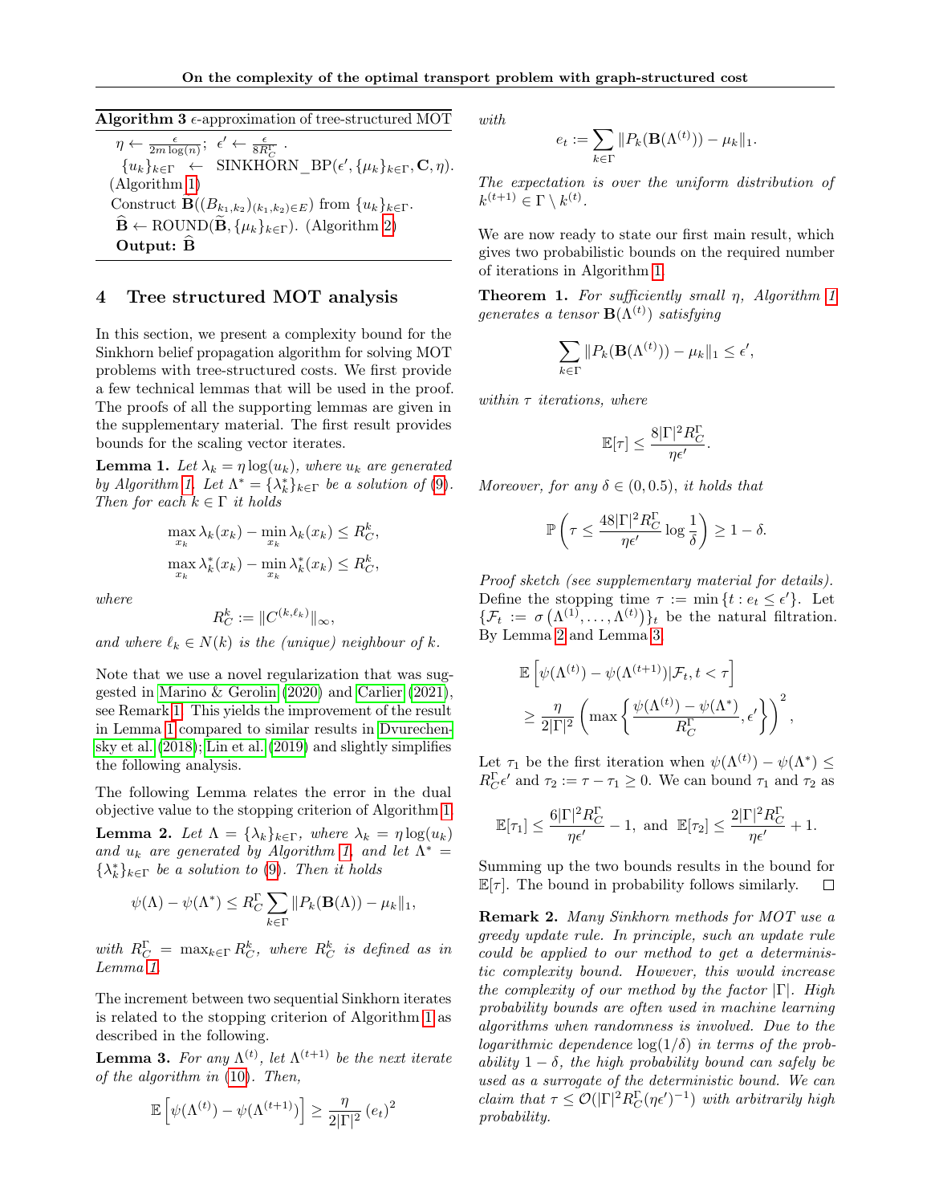**Algorithm 3** $\epsilon$-approximation of tree-structured MOT

$\eta \leftarrow \frac{\epsilon}{2m\log(n)}$; $\epsilon' \leftarrow \frac{\epsilon}{8R_C^\Gamma}$.

$\{u_k\}_{k\in\Gamma} \leftarrow$ SINKHORN_BP($\epsilon', \{\mu_k\}_{k\in\Gamma}, \mathbf{C}, \eta$). (Algorithm 1)

Construct $\mathbf{B}((B_{k_1,k_2})_{(k_1,k_2)\in E})$ from $\{u_k\}_{k\in\Gamma}$.

$\widehat{\mathbf{B}} \leftarrow$ ROUND($\widetilde{\mathbf{B}}, \{\mu_k\}_{k\in\Gamma}$). (Algorithm 2)

**Output:** $\widehat{\mathbf{B}}$

## 4 Tree structured MOT analysis

In this section, we present a complexity bound for the Sinkhorn belief propagation algorithm for solving MOT problems with tree-structured costs. We first provide a few technical lemmas that will be used in the proof. The proofs of all the supporting lemmas are given in the supplementary material. The first result provides bounds for the scaling vector iterates.

**Lemma 1.** *Let $\lambda_k = \eta \log(u_k)$, where $u_k$ are generated by Algorithm 1. Let $\Lambda^* = \{\lambda_k^*\}_{k\in\Gamma}$ be a solution of (9). Then for each $k \in \Gamma$ it holds*

$$\max_{x_k} \lambda_k(x_k) - \min_{x_k} \lambda_k(x_k) \le R_C^k,$$
$$\max_{x_k} \lambda_k^*(x_k) - \min_{x_k} \lambda_k^*(x_k) \le R_C^k,$$

*where*

$$R_C^k := \|C^{(k,\ell_k)}\|_\infty,$$

*and where $\ell_k \in N(k)$ is the (unique) neighbour of $k$.*

Note that we use a novel regularization that was suggested in Marino & Gerolin (2020) and Carlier (2021), see Remark 1. This yields the improvement of the result in Lemma 1 compared to similar results in Dvurechensky et al. (2018); Lin et al. (2019) and slightly simplifies the following analysis.

The following Lemma relates the error in the dual objective value to the stopping criterion of Algorithm 1.

**Lemma 2.** *Let $\Lambda = \{\lambda_k\}_{k\in\Gamma}$, where $\lambda_k = \eta\log(u_k)$ and $u_k$ are generated by Algorithm 1, and let $\Lambda^* = \{\lambda_k^*\}_{k\in\Gamma}$ be a solution to (9). Then it holds*

$$\psi(\Lambda) - \psi(\Lambda^*) \le R_C^\Gamma \sum_{k\in\Gamma} \|P_k(\mathbf{B}(\Lambda)) - \mu_k\|_1,$$

*with $R_C^\Gamma = \max_{k\in\Gamma} R_C^k$, where $R_C^k$ is defined as in Lemma 1.*

The increment between two sequential Sinkhorn iterates is related to the stopping criterion of Algorithm 1 as described in the following.

**Lemma 3.** *For any $\Lambda^{(t)}$, let $\Lambda^{(t+1)}$ be the next iterate of the algorithm in (10). Then,*

$$\mathbb{E}\left[\psi(\Lambda^{(t)}) - \psi(\Lambda^{(t+1)})\right] \ge \frac{\eta}{2|\Gamma|^2}(e_t)^2$$

*with*

$$e_t := \sum_{k\in\Gamma} \|P_k(\mathbf{B}(\Lambda^{(t)})) - \mu_k\|_1.$$

*The expectation is over the uniform distribution of $k^{(t+1)} \in \Gamma \setminus k^{(t)}$.*

We are now ready to state our first main result, which gives two probabilistic bounds on the required number of iterations in Algorithm 1.

**Theorem 1.** *For sufficiently small $\eta$, Algorithm 1 generates a tensor $\mathbf{B}(\Lambda^{(t)})$ satisfying*

$$\sum_{k\in\Gamma} \|P_k(\mathbf{B}(\Lambda^{(t)})) - \mu_k\|_1 \le \epsilon',$$

*within $\tau$ iterations, where*

$$\mathbb{E}[\tau] \le \frac{8|\Gamma|^2 R_C^\Gamma}{\eta\epsilon'}.$$

*Moreover, for any $\delta \in (0, 0.5)$, it holds that*

$$\mathbb{P}\left(\tau \le \frac{48|\Gamma|^2 R_C^\Gamma}{\eta\epsilon'}\log\frac{1}{\delta}\right) \ge 1-\delta.$$

*Proof sketch (see supplementary material for details).* Define the stopping time $\tau := \min\{t : e_t \le \epsilon'\}$. Let $\{\mathcal{F}_t := \sigma(\Lambda^{(1)}, \ldots, \Lambda^{(t)})\}_t$ be the natural filtration. By Lemma 2 and Lemma 3,

$$\mathbb{E}\left[\psi(\Lambda^{(t)}) - \psi(\Lambda^{(t+1)}) | \mathcal{F}_t, t < \tau\right] \ge \frac{\eta}{2|\Gamma|^2}\left(\max\left\{\frac{\psi(\Lambda^{(t)}) - \psi(\Lambda^*)}{R_C^\Gamma}, \epsilon'\right\}\right)^2,$$

Let $\tau_1$ be the first iteration when $\psi(\Lambda^{(t)}) - \psi(\Lambda^*) \le R_C^\Gamma\epsilon'$ and $\tau_2 := \tau - \tau_1 \ge 0$. We can bound $\tau_1$ and $\tau_2$ as

$$\mathbb{E}[\tau_1] \le \frac{6|\Gamma|^2 R_C^\Gamma}{\eta\epsilon'} - 1, \text{ and } \mathbb{E}[\tau_2] \le \frac{2|\Gamma|^2 R_C^\Gamma}{\eta\epsilon'} + 1.$$

Summing up the two bounds results in the bound for $\mathbb{E}[\tau]$. The bound in probability follows similarly. $\square$

**Remark 2.** *Many Sinkhorn methods for MOT use a greedy update rule. In principle, such an update rule could be applied to our method to get a deterministic complexity bound. However, this would increase the complexity of our method by the factor $|\Gamma|$. High probability bounds are often used in machine learning algorithms when randomness is involved. Due to the logarithmic dependence $\log(1/\delta)$ in terms of the probability $1-\delta$, the high probability bound can safely be used as a surrogate of the deterministic bound. We can claim that $\tau \le \mathcal{O}(|\Gamma|^2 R_C^\Gamma(\eta\epsilon')^{-1})$ with arbitrarily high probability.*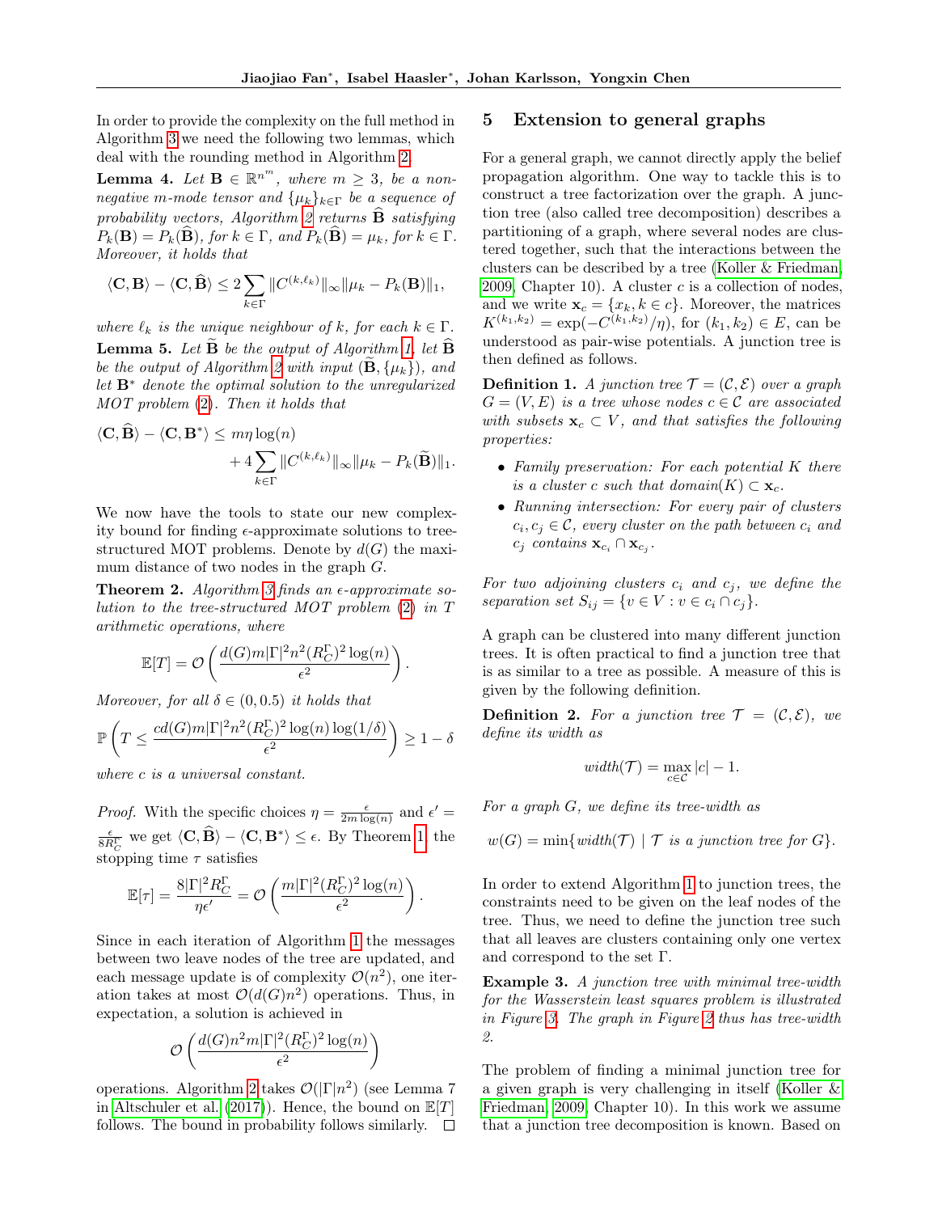In order to provide the complexity on the full method in Algorithm 3 we need the following two lemmas, which deal with the rounding method in Algorithm 2.

**Lemma 4.** *Let $\mathbf{B} \in \mathbb{R}^{n^m}$, where $m \geq 3$, be a non-negative m-mode tensor and $\{\mu_k\}_{k\in\Gamma}$ be a sequence of probability vectors, Algorithm 2 returns $\widehat{\mathbf{B}}$ satisfying $P_k(\mathbf{B}) = P_k(\widehat{\mathbf{B}})$, for $k \in \Gamma$, and $P_k(\widehat{\mathbf{B}}) = \mu_k$, for $k \in \Gamma$. Moreover, it holds that*

$$\langle \mathbf{C}, \mathbf{B} \rangle - \langle \mathbf{C}, \widehat{\mathbf{B}} \rangle \leq 2 \sum_{k\in\Gamma} \|C^{(k,\ell_k)}\|_\infty \|\mu_k - P_k(\mathbf{B})\|_1,$$

*where $\ell_k$ is the unique neighbour of $k$, for each $k \in \Gamma$.*

**Lemma 5.** *Let $\widetilde{\mathbf{B}}$ be the output of Algorithm 1, let $\widehat{\mathbf{B}}$ be the output of Algorithm 2 with input $(\widetilde{\mathbf{B}}, \{\mu_k\})$, and let $\mathbf{B}^*$ denote the optimal solution to the unregularized MOT problem (2). Then it holds that*

$$\langle \mathbf{C}, \widehat{\mathbf{B}} \rangle - \langle \mathbf{C}, \mathbf{B}^* \rangle \leq m\eta \log(n) + 4 \sum_{k\in\Gamma} \|C^{(k,\ell_k)}\|_\infty \|\mu_k - P_k(\widetilde{\mathbf{B}})\|_1.$$

We now have the tools to state our new complexity bound for finding $\epsilon$-approximate solutions to tree-structured MOT problems. Denote by $d(G)$ the maximum distance of two nodes in the graph $G$.

**Theorem 2.** *Algorithm 3 finds an $\epsilon$-approximate solution to the tree-structured MOT problem (2) in $T$ arithmetic operations, where*

$$\mathbb{E}[T] = \mathcal{O}\left(\frac{d(G)m|\Gamma|^2 n^2 (R_C^\Gamma)^2 \log(n)}{\epsilon^2}\right).$$

*Moreover, for all $\delta \in (0, 0.5)$ it holds that*

$$\mathbb{P}\left(T \leq \frac{cd(G)m|\Gamma|^2 n^2 (R_C^\Gamma)^2 \log(n)\log(1/\delta)}{\epsilon^2}\right) \geq 1 - \delta$$

*where $c$ is a universal constant.*

*Proof.* With the specific choices $\eta = \frac{\epsilon}{2m\log(n)}$ and $\epsilon' = \frac{\epsilon}{8R_C^\Gamma}$ we get $\langle \mathbf{C}, \widehat{\mathbf{B}} \rangle - \langle \mathbf{C}, \mathbf{B}^* \rangle \leq \epsilon$. By Theorem 1, the stopping time $\tau$ satisfies

$$\mathbb{E}[\tau] = \frac{8|\Gamma|^2 R_C^\Gamma}{\eta\epsilon'} = \mathcal{O}\left(\frac{m|\Gamma|^2 (R_C^\Gamma)^2 \log(n)}{\epsilon^2}\right).$$

Since in each iteration of Algorithm 1 the messages between two leave nodes of the tree are updated, and each message update is of complexity $\mathcal{O}(n^2)$, one iteration takes at most $\mathcal{O}(d(G)n^2)$ operations. Thus, in expectation, a solution is achieved in

$$\mathcal{O}\left(\frac{d(G)n^2 m|\Gamma|^2 (R_C^\Gamma)^2 \log(n)}{\epsilon^2}\right)$$

operations. Algorithm 2 takes $\mathcal{O}(|\Gamma|n^2)$ (see Lemma 7 in Altschuler et al. (2017)). Hence, the bound on $\mathbb{E}[T]$ follows. The bound in probability follows similarly. □

## 5 Extension to general graphs

For a general graph, we cannot directly apply the belief propagation algorithm. One way to tackle this is to construct a tree factorization over the graph. A junction tree (also called tree decomposition) describes a partitioning of a graph, where several nodes are clustered together, such that the interactions between the clusters can be described by a tree (Koller & Friedman, 2009, Chapter 10). A cluster $c$ is a collection of nodes, and we write $\mathbf{x}_c = \{x_k, k \in c\}$. Moreover, the matrices $K^{(k_1,k_2)} = \exp(-C^{(k_1,k_2)}/\eta)$, for $(k_1, k_2) \in E$, can be understood as pair-wise potentials. A junction tree is then defined as follows.

**Definition 1.** *A junction tree $\mathcal{T} = (\mathcal{C}, \mathcal{E})$ over a graph $G = (V, E)$ is a tree whose nodes $c \in \mathcal{C}$ are associated with subsets $\mathbf{x}_c \subset V$, and that satisfies the following properties:*

- *Family preservation: For each potential $K$ there is a cluster $c$ such that domain$(K) \subset \mathbf{x}_c$.*
- *Running intersection: For every pair of clusters $c_i, c_j \in \mathcal{C}$, every cluster on the path between $c_i$ and $c_j$ contains $\mathbf{x}_{c_i} \cap \mathbf{x}_{c_j}$.*

*For two adjoining clusters $c_i$ and $c_j$, we define the separation set $S_{ij} = \{v \in V : v \in c_i \cap c_j\}$.*

A graph can be clustered into many different junction trees. It is often practical to find a junction tree that is as similar to a tree as possible. A measure of this is given by the following definition.

**Definition 2.** *For a junction tree $\mathcal{T} = (\mathcal{C}, \mathcal{E})$, we define its width as*

$$\text{width}(\mathcal{T}) = \max_{c\in\mathcal{C}} |c| - 1.$$

*For a graph $G$, we define its tree-width as*

$$w(G) = \min\{\text{width}(\mathcal{T}) \mid \mathcal{T} \text{ is a junction tree for } G\}.$$

In order to extend Algorithm 1 to junction trees, the constraints need to be given on the leaf nodes of the tree. Thus, we need to define the junction tree such that all leaves are clusters containing only one vertex and correspond to the set $\Gamma$.

**Example 3.** *A junction tree with minimal tree-width for the Wasserstein least squares problem is illustrated in Figure 3. The graph in Figure 2 thus has tree-width 2.*

The problem of finding a minimal junction tree for a given graph is very challenging in itself (Koller & Friedman, 2009, Chapter 10). In this work we assume that a junction tree decomposition is known. Based on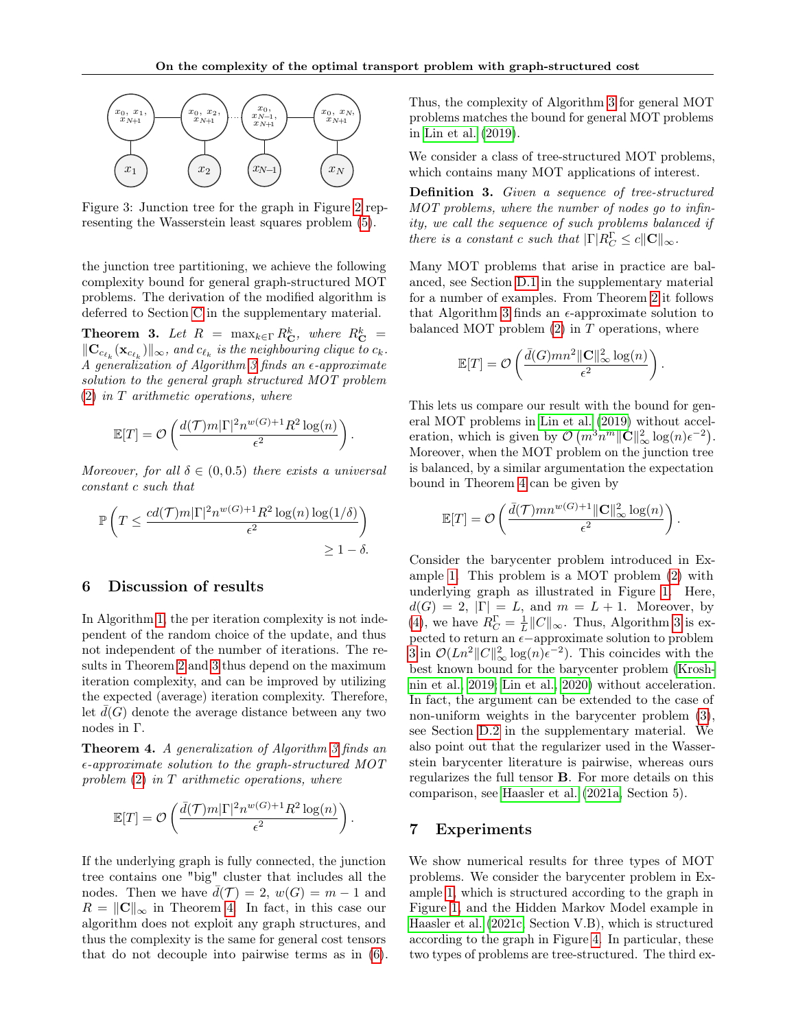Figure 3: Junction tree for the graph in Figure 2 representing the Wasserstein least squares problem (5).

the junction tree partitioning, we achieve the following complexity bound for general graph-structured MOT problems. The derivation of the modified algorithm is deferred to Section C in the supplementary material.

**Theorem 3.** *Let $R = \max_{k \in \Gamma} R_{\mathbf{C}}^k$, where $R_{\mathbf{C}}^k = \|\mathbf{C}_{c_{\ell_k}}(\mathbf{x}_{c_{\ell_k}})\|_\infty$, and $c_{\ell_k}$ is the neighbouring clique to $c_k$. A generalization of Algorithm 3 finds an $\epsilon$-approximate solution to the general graph structured MOT problem (2) in $T$ arithmetic operations, where*

$$\mathbb{E}[T] = \mathcal{O}\left(\frac{d(\mathcal{T})m|\Gamma|^2 n^{w(G)+1} R^2 \log(n)}{\epsilon^2}\right).$$

*Moreover, for all $\delta \in (0, 0.5)$ there exists a universal constant $c$ such that*

$$\mathbb{P}\left(T \leq \frac{cd(\mathcal{T})m|\Gamma|^2 n^{w(G)+1} R^2 \log(n) \log(1/\delta)}{\epsilon^2}\right) \geq 1 - \delta.$$

## 6 Discussion of results

In Algorithm 1, the per iteration complexity is not independent of the random choice of the update, and thus not independent of the number of iterations. The results in Theorem 2 and 3 thus depend on the maximum iteration complexity, and can be improved by utilizing the expected (average) iteration complexity. Therefore, let $\bar{d}(G)$ denote the average distance between any two nodes in $\Gamma$.

**Theorem 4.** *A generalization of Algorithm 3 finds an $\epsilon$-approximate solution to the graph-structured MOT problem (2) in $T$ arithmetic operations, where*

$$\mathbb{E}[T] = \mathcal{O}\left(\frac{\bar{d}(\mathcal{T})m|\Gamma|^2 n^{w(G)+1} R^2 \log(n)}{\epsilon^2}\right).$$

If the underlying graph is fully connected, the junction tree contains one "big" cluster that includes all the nodes. Then we have $\bar{d}(\mathcal{T}) = 2$, $w(G) = m - 1$ and $R = \|\mathbf{C}\|_\infty$ in Theorem 4. In fact, in this case our algorithm does not exploit any graph structures, and thus the complexity is the same for general cost tensors that do not decouple into pairwise terms as in (6). Thus, the complexity of Algorithm 3 for general MOT problems matches the bound for general MOT problems in Lin et al. (2019).

We consider a class of tree-structured MOT problems, which contains many MOT applications of interest.

**Definition 3.** *Given a sequence of tree-structured MOT problems, where the number of nodes go to infinity, we call the sequence of such problems balanced if there is a constant $c$ such that $|\Gamma| R_C^\Gamma \leq c\|\mathbf{C}\|_\infty$.*

Many MOT problems that arise in practice are balanced, see Section D.1 in the supplementary material for a number of examples. From Theorem 2 it follows that Algorithm 3 finds an $\epsilon$-approximate solution to balanced MOT problem (2) in $T$ operations, where

$$\mathbb{E}[T] = \mathcal{O}\left(\frac{\bar{d}(G)mn^2\|\mathbf{C}\|_\infty^2 \log(n)}{\epsilon^2}\right).$$

This lets us compare our result with the bound for general MOT problems in Lin et al. (2019) without acceleration, which is given by $\mathcal{O}\left(m^3 n^m \|\mathbf{C}\|_\infty^2 \log(n)\epsilon^{-2}\right)$. Moreover, when the MOT problem on the junction tree is balanced, by a similar argumentation the expectation bound in Theorem 4 can be given by

$$\mathbb{E}[T] = \mathcal{O}\left(\frac{\bar{d}(\mathcal{T})mn^{w(G)+1}\|\mathbf{C}\|_\infty^2 \log(n)}{\epsilon^2}\right).$$

Consider the barycenter problem introduced in Example 1. This problem is a MOT problem (2) with underlying graph as illustrated in Figure 1. Here, $d(G) = 2$, $|\Gamma| = L$, and $m = L + 1$. Moreover, by (4), we have $R_C^\Gamma = \frac{1}{L}\|C\|_\infty$. Thus, Algorithm 3 is expected to return an $\epsilon-$approximate solution to problem 3 in $\mathcal{O}(Ln^2\|C\|_\infty^2 \log(n)\epsilon^{-2})$. This coincides with the best known bound for the barycenter problem (Kroshnin et al., 2019; Lin et al., 2020) without acceleration. In fact, the argument can be extended to the case of non-uniform weights in the barycenter problem (3), see Section D.2 in the supplementary material. We also point out that the regularizer used in the Wasserstein barycenter literature is pairwise, whereas ours regularizes the full tensor $\mathbf{B}$. For more details on this comparison, see Haasler et al. (2021a, Section 5).

## 7 Experiments

We show numerical results for three types of MOT problems. We consider the barycenter problem in Example 1, which is structured according to the graph in Figure 1, and the Hidden Markov Model example in Haasler et al. (2021c, Section V.B), which is structured according to the graph in Figure 4. In particular, these two types of problems are tree-structured. The third ex-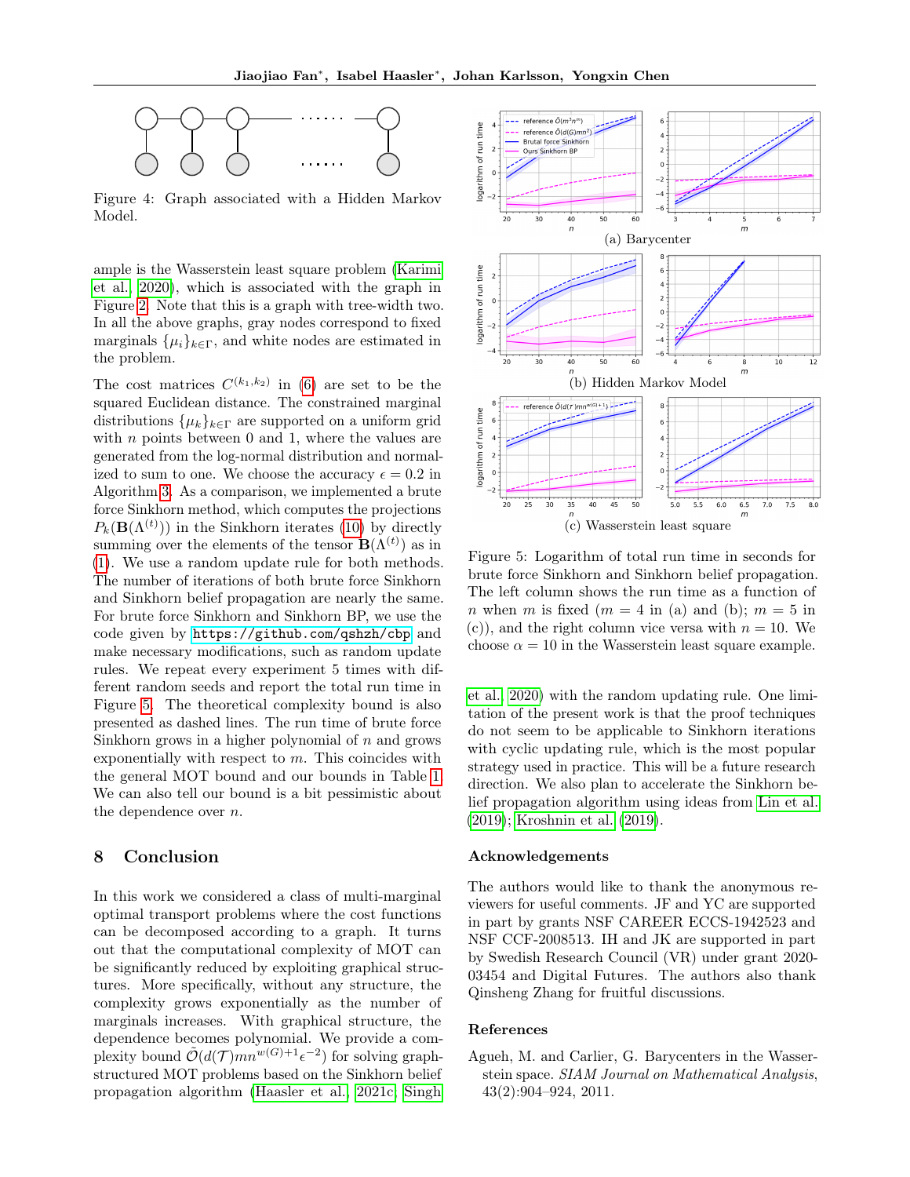Figure 4: Graph associated with a Hidden Markov Model.

ample is the Wasserstein least square problem (Karimi et al., 2020), which is associated with the graph in Figure 2. Note that this is a graph with tree-width two. In all the above graphs, gray nodes correspond to fixed marginals $\{\mu_i\}_{k\in\Gamma}$, and white nodes are estimated in the problem.

The cost matrices $C^{(k_1,k_2)}$ in (6) are set to be the squared Euclidean distance. The constrained marginal distributions $\{\mu_k\}_{k\in\Gamma}$ are supported on a uniform grid with $n$ points between 0 and 1, where the values are generated from the log-normal distribution and normalized to sum to one. We choose the accuracy $\epsilon = 0.2$ in Algorithm 3. As a comparison, we implemented a brute force Sinkhorn method, which computes the projections $P_k(\mathbf{B}(\Lambda^{(t)}))$ in the Sinkhorn iterates (10) by directly summing over the elements of the tensor $\mathbf{B}(\Lambda^{(t)})$ as in (1). We use a random update rule for both methods. The number of iterations of both brute force Sinkhorn and Sinkhorn belief propagation are nearly the same. For brute force Sinkhorn and Sinkhorn BP, we use the code given by https://github.com/qshzh/cbp and make necessary modifications, such as random update rules. We repeat every experiment 5 times with different random seeds and report the total run time in Figure 5. The theoretical complexity bound is also presented as dashed lines. The run time of brute force Sinkhorn grows in a higher polynomial of $n$ and grows exponentially with respect to $m$. This coincides with the general MOT bound and our bounds in Table 1. We can also tell our bound is a bit pessimistic about the dependence over $n$.

(a) Barycenter

(b) Hidden Markov Model

(c) Wasserstein least square

Figure 5: Logarithm of total run time in seconds for brute force Sinkhorn and Sinkhorn belief propagation. The left column shows the run time as a function of $n$ when $m$ is fixed ($m = 4$ in (a) and (b); $m = 5$ in (c)), and the right column vice versa with $n = 10$. We choose $\alpha = 10$ in the Wasserstein least square example.

## 8 Conclusion

In this work we considered a class of multi-marginal optimal transport problems where the cost functions can be decomposed according to a graph. It turns out that the computational complexity of MOT can be significantly reduced by exploiting graphical structures. More specifically, without any structure, the complexity grows exponentially as the number of marginals increases. With graphical structure, the dependence becomes polynomial. We provide a complexity bound $\tilde{\mathcal{O}}(d(\mathcal{T})mn^{w(G)+1}\epsilon^{-2})$ for solving graph-structured MOT problems based on the Sinkhorn belief propagation algorithm (Haasler et al., 2021c; Singh et al., 2020) with the random updating rule. One limitation of the present work is that the proof techniques do not seem to be applicable to Sinkhorn iterations with cyclic updating rule, which is the most popular strategy used in practice. This will be a future research direction. We also plan to accelerate the Sinkhorn belief propagation algorithm using ideas from Lin et al. (2019); Kroshnin et al. (2019).

### Acknowledgements

The authors would like to thank the anonymous reviewers for useful comments. JF and YC are supported in part by grants NSF CAREER ECCS-1942523 and NSF CCF-2008513. IH and JK are supported in part by Swedish Research Council (VR) under grant 2020-03454 and Digital Futures. The authors also thank Qinsheng Zhang for fruitful discussions.

### References

Agueh, M. and Carlier, G. Barycenters in the Wasserstein space. *SIAM Journal on Mathematical Analysis*, 43(2):904–924, 2011.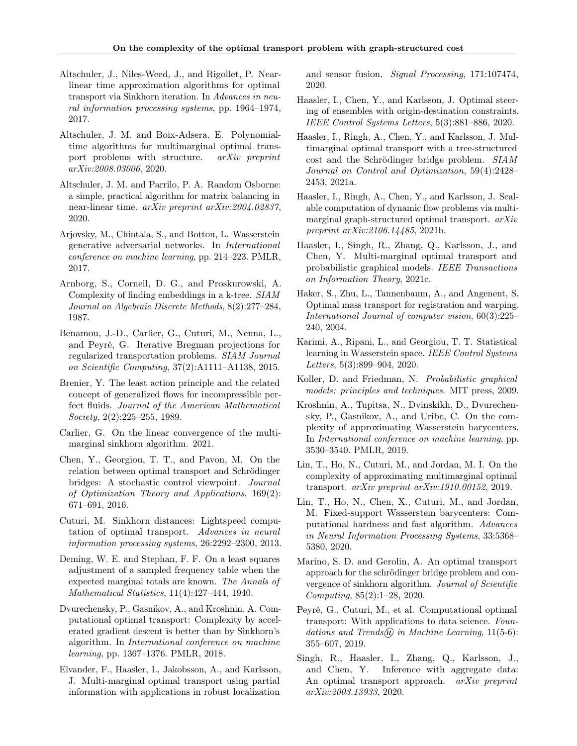Altschuler, J., Niles-Weed, J., and Rigollet, P. Near-linear time approximation algorithms for optimal transport via Sinkhorn iteration. In *Advances in neural information processing systems*, pp. 1964–1974, 2017.

Altschuler, J. M. and Boix-Adsera, E. Polynomial-time algorithms for multimarginal optimal transport problems with structure. *arXiv preprint arXiv:2008.03006*, 2020.

Altschuler, J. M. and Parrilo, P. A. Random Osborne: a simple, practical algorithm for matrix balancing in near-linear time. *arXiv preprint arXiv:2004.02837*, 2020.

Arjovsky, M., Chintala, S., and Bottou, L. Wasserstein generative adversarial networks. In *International conference on machine learning*, pp. 214–223. PMLR, 2017.

Arnborg, S., Corneil, D. G., and Proskurowski, A. Complexity of finding embeddings in a k-tree. *SIAM Journal on Algebraic Discrete Methods*, 8(2):277–284, 1987.

Benamou, J.-D., Carlier, G., Cuturi, M., Nenna, L., and Peyré, G. Iterative Bregman projections for regularized transportation problems. *SIAM Journal on Scientific Computing*, 37(2):A1111–A1138, 2015.

Brenier, Y. The least action principle and the related concept of generalized flows for incompressible perfect fluids. *Journal of the American Mathematical Society*, 2(2):225–255, 1989.

Carlier, G. On the linear convergence of the multi-marginal sinkhorn algorithm. 2021.

Chen, Y., Georgiou, T. T., and Pavon, M. On the relation between optimal transport and Schrödinger bridges: A stochastic control viewpoint. *Journal of Optimization Theory and Applications*, 169(2): 671–691, 2016.

Cuturi, M. Sinkhorn distances: Lightspeed computation of optimal transport. *Advances in neural information processing systems*, 26:2292–2300, 2013.

Deming, W. E. and Stephan, F. F. On a least squares adjustment of a sampled frequency table when the expected marginal totals are known. *The Annals of Mathematical Statistics*, 11(4):427–444, 1940.

Dvurechensky, P., Gasnikov, A., and Kroshnin, A. Computational optimal transport: Complexity by accelerated gradient descent is better than by Sinkhorn's algorithm. In *International conference on machine learning*, pp. 1367–1376. PMLR, 2018.

Elvander, F., Haasler, I., Jakobsson, A., and Karlsson, J. Multi-marginal optimal transport using partial information with applications in robust localization and sensor fusion. *Signal Processing*, 171:107474, 2020.

Haasler, I., Chen, Y., and Karlsson, J. Optimal steering of ensembles with origin-destination constraints. *IEEE Control Systems Letters*, 5(3):881–886, 2020.

Haasler, I., Ringh, A., Chen, Y., and Karlsson, J. Multimarginal optimal transport with a tree-structured cost and the Schrödinger bridge problem. *SIAM Journal on Control and Optimization*, 59(4):2428–2453, 2021a.

Haasler, I., Ringh, A., Chen, Y., and Karlsson, J. Scalable computation of dynamic flow problems via multi-marginal graph-structured optimal transport. *arXiv preprint arXiv:2106.14485*, 2021b.

Haasler, I., Singh, R., Zhang, Q., Karlsson, J., and Chen, Y. Multi-marginal optimal transport and probabilistic graphical models. *IEEE Transactions on Information Theory*, 2021c.

Haker, S., Zhu, L., Tannenbaum, A., and Angenent, S. Optimal mass transport for registration and warping. *International Journal of computer vision*, 60(3):225–240, 2004.

Karimi, A., Ripani, L., and Georgiou, T. T. Statistical learning in Wasserstein space. *IEEE Control Systems Letters*, 5(3):899–904, 2020.

Koller, D. and Friedman, N. *Probabilistic graphical models: principles and techniques.* MIT press, 2009.

Kroshnin, A., Tupitsa, N., Dvinskikh, D., Dvurechensky, P., Gasnikov, A., and Uribe, C. On the complexity of approximating Wasserstein barycenters. In *International conference on machine learning*, pp. 3530–3540. PMLR, 2019.

Lin, T., Ho, N., Cuturi, M., and Jordan, M. I. On the complexity of approximating multimarginal optimal transport. *arXiv preprint arXiv:1910.00152*, 2019.

Lin, T., Ho, N., Chen, X., Cuturi, M., and Jordan, M. Fixed-support Wasserstein barycenters: Computational hardness and fast algorithm. *Advances in Neural Information Processing Systems*, 33:5368–5380, 2020.

Marino, S. D. and Gerolin, A. An optimal transport approach for the schrödinger bridge problem and convergence of sinkhorn algorithm. *Journal of Scientific Computing*, 85(2):1–28, 2020.

Peyré, G., Cuturi, M., et al. Computational optimal transport: With applications to data science. *Foundations and Trends® in Machine Learning*, 11(5-6): 355–607, 2019.

Singh, R., Haasler, I., Zhang, Q., Karlsson, J., and Chen, Y. Inference with aggregate data: An optimal transport approach. *arXiv preprint arXiv:2003.13933*, 2020.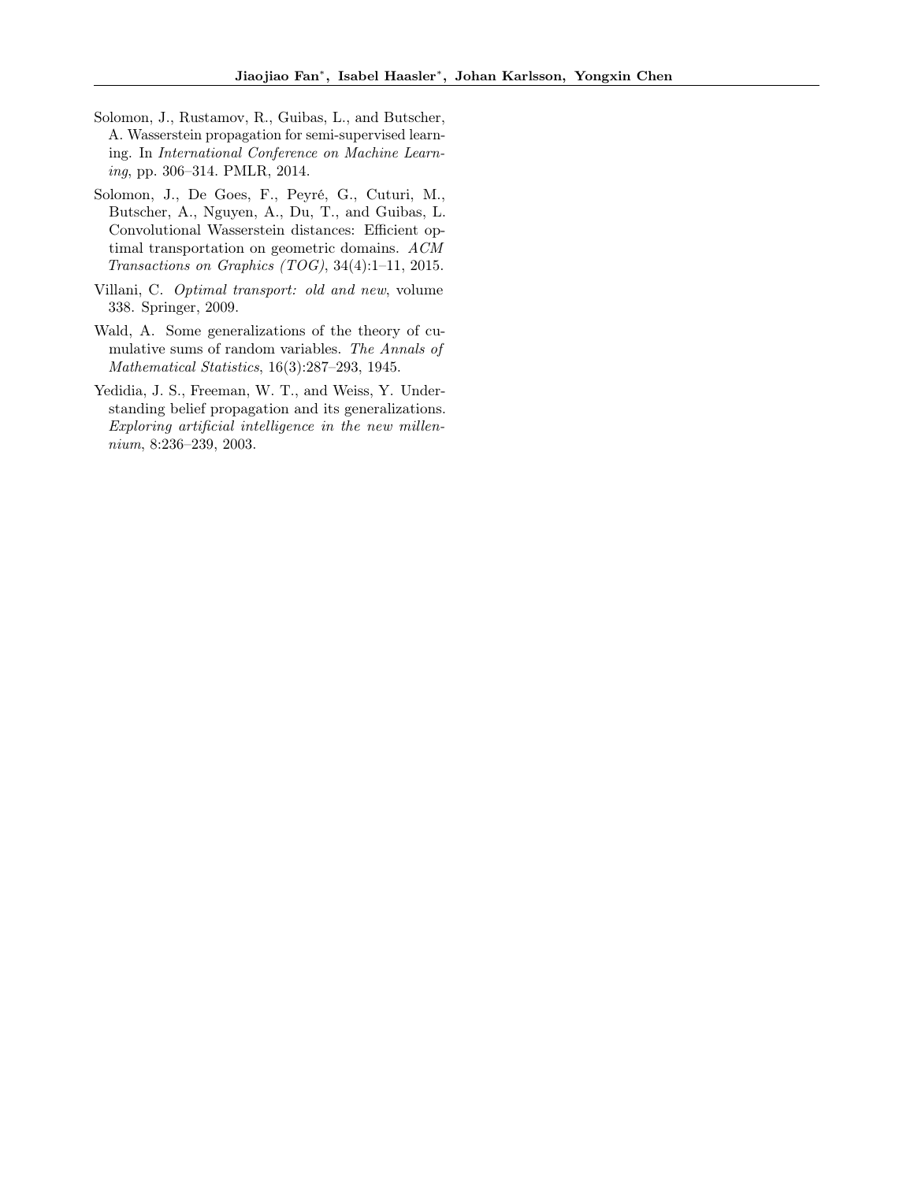Solomon, J., Rustamov, R., Guibas, L., and Butscher, A. Wasserstein propagation for semi-supervised learning. In *International Conference on Machine Learning*, pp. 306–314. PMLR, 2014.

Solomon, J., De Goes, F., Peyré, G., Cuturi, M., Butscher, A., Nguyen, A., Du, T., and Guibas, L. Convolutional Wasserstein distances: Efficient optimal transportation on geometric domains. *ACM Transactions on Graphics (TOG)*, 34(4):1–11, 2015.

Villani, C. *Optimal transport: old and new*, volume 338. Springer, 2009.

Wald, A. Some generalizations of the theory of cumulative sums of random variables. *The Annals of Mathematical Statistics*, 16(3):287–293, 1945.

Yedidia, J. S., Freeman, W. T., and Weiss, Y. Understanding belief propagation and its generalizations. *Exploring artificial intelligence in the new millennium*, 8:236–239, 2003.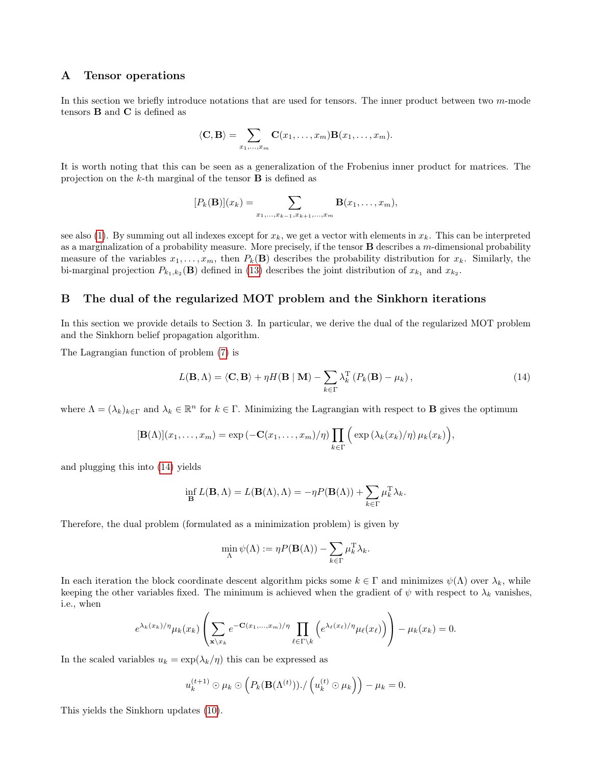## A Tensor operations

In this section we briefly introduce notations that are used for tensors. The inner product between two $m$-mode tensors $\mathbf{B}$ and $\mathbf{C}$ is defined as

$$\langle \mathbf{C}, \mathbf{B} \rangle = \sum_{x_1,\dots,x_m} \mathbf{C}(x_1,\dots,x_m)\mathbf{B}(x_1,\dots,x_m).$$

It is worth noting that this can be seen as a generalization of the Frobenius inner product for matrices. The projection on the $k$-th marginal of the tensor $\mathbf{B}$ is defined as

$$[P_k(\mathbf{B})](x_k) = \sum_{x_1,\dots,x_{k-1},x_{k+1},\dots,x_m} \mathbf{B}(x_1,\dots,x_m),$$

see also (1). By summing out all indexes except for $x_k$, we get a vector with elements in $x_k$. This can be interpreted as a marginalization of a probability measure. More precisely, if the tensor $\mathbf{B}$ describes a $m$-dimensional probability measure of the variables $x_1,\dots,x_m$, then $P_k(\mathbf{B})$ describes the probability distribution for $x_k$. Similarly, the bi-marginal projection $P_{k_1,k_2}(\mathbf{B})$ defined in (13) describes the joint distribution of $x_{k_1}$ and $x_{k_2}$.

## B The dual of the regularized MOT problem and the Sinkhorn iterations

In this section we provide details to Section 3. In particular, we derive the dual of the regularized MOT problem and the Sinkhorn belief propagation algorithm.

The Lagrangian function of problem (7) is

$$L(\mathbf{B},\Lambda) = \langle \mathbf{C}, \mathbf{B} \rangle + \eta H(\mathbf{B} \mid \mathbf{M}) - \sum_{k\in\Gamma} \lambda_k^{\mathrm{T}} \left( P_k(\mathbf{B}) - \mu_k \right), \tag{14}$$

where $\Lambda = (\lambda_k)_{k\in\Gamma}$ and $\lambda_k \in \mathbb{R}^n$ for $k \in \Gamma$. Minimizing the Lagrangian with respect to $\mathbf{B}$ gives the optimum

$$[\mathbf{B}(\Lambda)](x_1,\dots,x_m) = \exp\left(-\mathbf{C}(x_1,\dots,x_m)/\eta\right) \prod_{k\in\Gamma} \Big( \exp\left(\lambda_k(x_k)/\eta\right) \mu_k(x_k) \Big),$$

and plugging this into (14) yields

$$\inf_{\mathbf{B}} L(\mathbf{B},\Lambda) = L(\mathbf{B}(\Lambda),\Lambda) = -\eta P(\mathbf{B}(\Lambda)) + \sum_{k\in\Gamma} \mu_k^{\mathrm{T}} \lambda_k.$$

Therefore, the dual problem (formulated as a minimization problem) is given by

$$\min_{\Lambda} \psi(\Lambda) := \eta P(\mathbf{B}(\Lambda)) - \sum_{k\in\Gamma} \mu_k^{\mathrm{T}} \lambda_k.$$

In each iteration the block coordinate descent algorithm picks some $k \in \Gamma$ and minimizes $\psi(\Lambda)$ over $\lambda_k$, while keeping the other variables fixed. The minimum is achieved when the gradient of $\psi$ with respect to $\lambda_k$ vanishes, i.e., when

$$e^{\lambda_k(x_k)/\eta} \mu_k(x_k) \left( \sum_{\mathbf{x}\setminus x_k} e^{-\mathbf{C}(x_1,\dots,x_m)/\eta} \prod_{\ell\in\Gamma\setminus k} \left( e^{\lambda_\ell(x_\ell)/\eta} \mu_\ell(x_\ell) \right) \right) - \mu_k(x_k) = 0.$$

In the scaled variables $u_k = \exp(\lambda_k/\eta)$ this can be expressed as

$$u_k^{(t+1)} \odot \mu_k \odot \Big( P_k(\mathbf{B}(\Lambda^{(t)})) ./ \Big( u_k^{(t)} \odot \mu_k \Big) \Big) - \mu_k = 0.$$

This yields the Sinkhorn updates (10).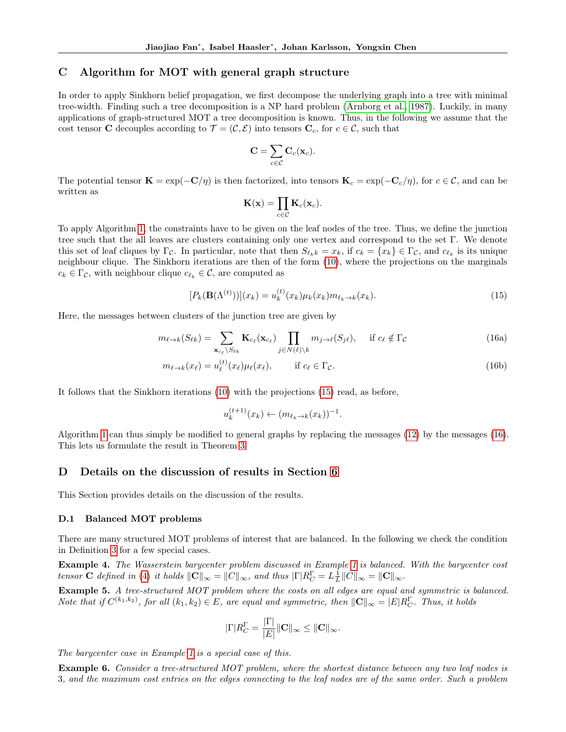## C Algorithm for MOT with general graph structure

In order to apply Sinkhorn belief propagation, we first decompose the underlying graph into a tree with minimal tree-width. Finding such a tree decomposition is a NP hard problem (Arnborg et al., 1987). Luckily, in many applications of graph-structured MOT a tree decomposition is known. Thus, in the following we assume that the cost tensor $\mathbf{C}$ decouples according to $\mathcal{T} = (\mathcal{C}, \mathcal{E})$ into tensors $\mathbf{C}_c$, for $c \in \mathcal{C}$, such that

$$\mathbf{C} = \sum_{c \in \mathcal{C}} \mathbf{C}_c(\mathbf{x}_c).$$

The potential tensor $\mathbf{K} = \exp(-\mathbf{C}/\eta)$ is then factorized, into tensors $\mathbf{K}_c = \exp(-\mathbf{C}_c/\eta)$, for $c \in \mathcal{C}$, and can be written as

$$\mathbf{K}(\mathbf{x}) = \prod_{c \in \mathcal{C}} \mathbf{K}_c(\mathbf{x}_c).$$

To apply Algorithm 1, the constraints have to be given on the leaf nodes of the tree. Thus, we define the junction tree such that the all leaves are clusters containing only one vertex and correspond to the set $\Gamma$. We denote this set of leaf cliques by $\Gamma_\mathcal{C}$. In particular, note that then $S_{\ell_k k} = x_k$, if $c_k = \{x_k\} \in \Gamma_\mathcal{C}$, and $c_{\ell_k}$ is its unique neighbour clique. The Sinkhorn iterations are then of the form (10), where the projections on the marginals $c_k \in \Gamma_\mathcal{C}$, with neighbour clique $c_{\ell_k} \in \mathcal{C}$, are computed as

$$[P_k(\mathbf{B}(\Lambda^{(t)}))](x_k) = u_k^{(t)}(x_k)\mu_k(x_k)m_{\ell_k \to k}(x_k). \tag{15}$$

Here, the messages between clusters of the junction tree are given by

$$m_{\ell \to k}(S_{\ell k}) = \sum_{\mathbf{x}_{c_\ell} \setminus S_{\ell k}} \mathbf{K}_{c_\ell}(\mathbf{x}_{c_\ell}) \prod_{j \in N(\ell) \setminus k} m_{j \to \ell}(S_{j\ell}), \quad \text{if } c_\ell \notin \Gamma_\mathcal{C} \tag{16a}$$

$$m_{\ell \to k}(x_\ell) = u_\ell^{(t)}(x_\ell)\mu_\ell(x_\ell), \qquad \text{if } c_\ell \in \Gamma_\mathcal{C}. \tag{16b}$$

It follows that the Sinkhorn iterations (10) with the projections (15) read, as before,

$$u_k^{(t+1)}(x_k) \leftarrow (m_{\ell_k \to k}(x_k))^{-1}.$$

Algorithm 1 can thus simply be modified to general graphs by replacing the messages (12) by the messages (16). This lets us formulate the result in Theorem 3.

## D Details on the discussion of results in Section 6

This Section provides details on the discussion of the results.

### D.1 Balanced MOT problems

There are many structured MOT problems of interest that are balanced. In the following we check the condition in Definition 3 for a few special cases.

**Example 4.** *The Wasserstein barycenter problem discussed in Example 1 is balanced. With the barycenter cost tensor $\mathbf{C}$ defined in (4) it holds $\|\mathbf{C}\|_\infty = \|C\|_\infty$, and thus $|\Gamma| R_C^\Gamma = L \frac{1}{L} \|C\|_\infty = \|\mathbf{C}\|_\infty$.*

**Example 5.** *A tree-structured MOT problem where the costs on all edges are equal and symmetric is balanced. Note that if $C^{(k_1,k_2)}$, for all $(k_1, k_2) \in E$, are equal and symmetric, then $\|\mathbf{C}\|_\infty = |E| R_C^\Gamma$. Thus, it holds*

$$|\Gamma| R_C^\Gamma = \frac{|\Gamma|}{|E|} \|\mathbf{C}\|_\infty \leq \|\mathbf{C}\|_\infty.$$

*The barycenter case in Example 1 is a special case of this.*

**Example 6.** *Consider a tree-structured MOT problem, where the shortest distance between any two leaf nodes is 3, and the maximum cost entries on the edges connecting to the leaf nodes are of the same order. Such a problem*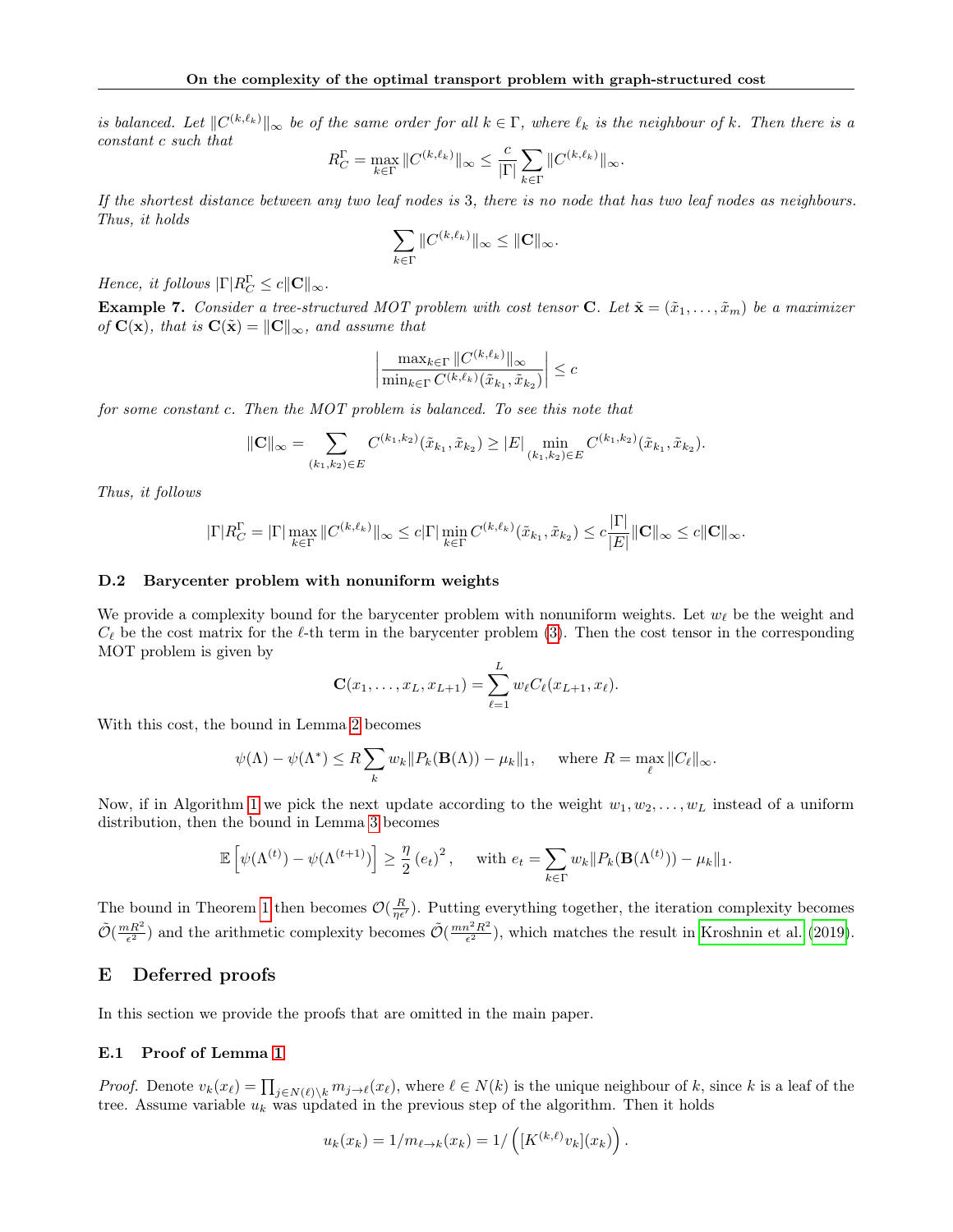*is balanced. Let $\|C^{(k,\ell_k)}\|_\infty$ be of the same order for all $k \in \Gamma$, where $\ell_k$ is the neighbour of $k$. Then there is a constant $c$ such that*

$$R_C^\Gamma = \max_{k\in\Gamma} \|C^{(k,\ell_k)}\|_\infty \leq \frac{c}{|\Gamma|} \sum_{k\in\Gamma} \|C^{(k,\ell_k)}\|_\infty.$$

*If the shortest distance between any two leaf nodes is 3, there is no node that has two leaf nodes as neighbours. Thus, it holds*

$$\sum_{k\in\Gamma} \|C^{(k,\ell_k)}\|_\infty \leq \|\mathbf{C}\|_\infty.$$

*Hence, it follows $|\Gamma| R_C^\Gamma \leq c\|\mathbf{C}\|_\infty$.*

**Example 7.** *Consider a tree-structured MOT problem with cost tensor $\mathbf{C}$. Let $\tilde{\mathbf{x}} = (\tilde{x}_1, \ldots, \tilde{x}_m)$ be a maximizer of $\mathbf{C}(\mathbf{x})$, that is $\mathbf{C}(\tilde{\mathbf{x}}) = \|\mathbf{C}\|_\infty$, and assume that*

$$\left| \frac{\max_{k\in\Gamma} \|C^{(k,\ell_k)}\|_\infty}{\min_{k\in\Gamma} C^{(k,\ell_k)}(\tilde{x}_{k_1}, \tilde{x}_{k_2})} \right| \leq c$$

*for some constant $c$. Then the MOT problem is balanced. To see this note that*

$$\|\mathbf{C}\|_\infty = \sum_{(k_1,k_2)\in E} C^{(k_1,k_2)}(\tilde{x}_{k_1}, \tilde{x}_{k_2}) \geq |E| \min_{(k_1,k_2)\in E} C^{(k_1,k_2)}(\tilde{x}_{k_1}, \tilde{x}_{k_2}).$$

*Thus, it follows*

$$|\Gamma| R_C^\Gamma = |\Gamma| \max_{k\in\Gamma} \|C^{(k,\ell_k)}\|_\infty \leq c|\Gamma| \min_{k\in\Gamma} C^{(k,\ell_k)}(\tilde{x}_{k_1}, \tilde{x}_{k_2}) \leq c\frac{|\Gamma|}{|E|}\|\mathbf{C}\|_\infty \leq c\|\mathbf{C}\|_\infty.$$

### D.2 Barycenter problem with nonuniform weights

We provide a complexity bound for the barycenter problem with nonuniform weights. Let $w_\ell$ be the weight and $C_\ell$ be the cost matrix for the $\ell$-th term in the barycenter problem (3). Then the cost tensor in the corresponding MOT problem is given by

$$\mathbf{C}(x_1, \ldots, x_L, x_{L+1}) = \sum_{\ell=1}^{L} w_\ell C_\ell(x_{L+1}, x_\ell).$$

With this cost, the bound in Lemma 2 becomes

$$\psi(\Lambda) - \psi(\Lambda^*) \leq R \sum_k w_k \|P_k(\mathbf{B}(\Lambda)) - \mu_k\|_1, \quad \text{where } R = \max_\ell \|C_\ell\|_\infty.$$

Now, if in Algorithm 1 we pick the next update according to the weight $w_1, w_2, \ldots, w_L$ instead of a uniform distribution, then the bound in Lemma 3 becomes

$$\mathbb{E}\left[\psi(\Lambda^{(t)}) - \psi(\Lambda^{(t+1)})\right] \geq \frac{\eta}{2}\left(e_t\right)^2, \quad \text{with } e_t = \sum_{k\in\Gamma} w_k \|P_k(\mathbf{B}(\Lambda^{(t)})) - \mu_k\|_1.$$

The bound in Theorem 1 then becomes $\mathcal{O}(\frac{R}{\eta\epsilon'})$. Putting everything together, the iteration complexity becomes $\tilde{\mathcal{O}}(\frac{mR^2}{\epsilon^2})$ and the arithmetic complexity becomes $\tilde{\mathcal{O}}(\frac{mn^2R^2}{\epsilon^2})$, which matches the result in Kroshnin et al. (2019).

## E Deferred proofs

In this section we provide the proofs that are omitted in the main paper.

### E.1 Proof of Lemma 1

*Proof.* Denote $v_k(x_\ell) = \prod_{j\in N(\ell)\setminus k} m_{j\to\ell}(x_\ell)$, where $\ell \in N(k)$ is the unique neighbour of $k$, since $k$ is a leaf of the tree. Assume variable $u_k$ was updated in the previous step of the algorithm. Then it holds

$$u_k(x_k) = 1/m_{\ell\to k}(x_k) = 1/\left([K^{(k,\ell)}v_k](x_k)\right).$$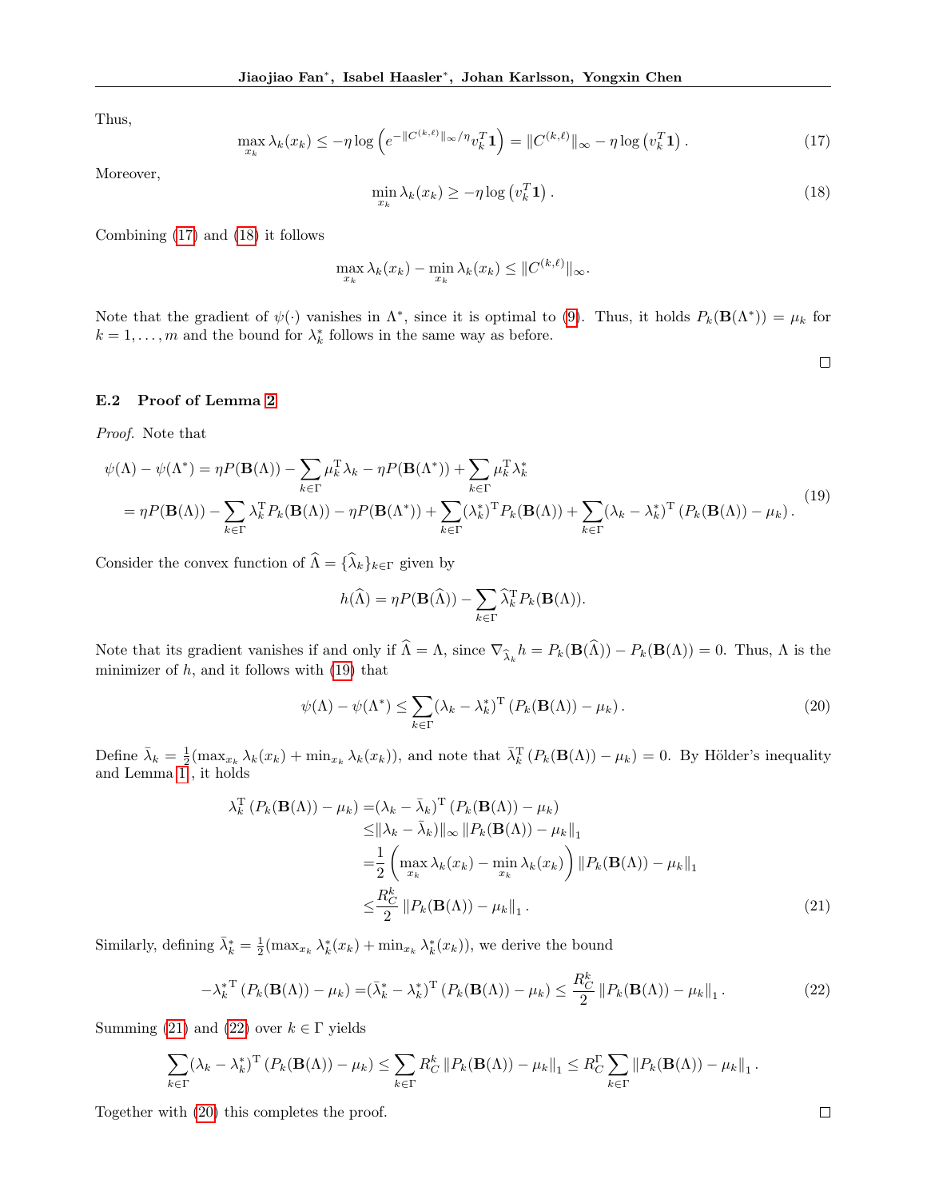Thus,

$$\max_{x_k} \lambda_k(x_k) \leq -\eta \log\left(e^{-\|C^{(k,\ell)}\|_\infty/\eta} v_k^T \mathbf{1}\right) = \|C^{(k,\ell)}\|_\infty - \eta \log\left(v_k^T \mathbf{1}\right). \tag{17}$$

Moreover,

$$\min_{x_k} \lambda_k(x_k) \geq -\eta \log\left(v_k^T \mathbf{1}\right). \tag{18}$$

Combining (17) and (18) it follows

$$\max_{x_k} \lambda_k(x_k) - \min_{x_k} \lambda_k(x_k) \leq \|C^{(k,\ell)}\|_\infty.$$

Note that the gradient of $\psi(\cdot)$ vanishes in $\Lambda^*$, since it is optimal to (9). Thus, it holds $P_k(\mathbf{B}(\Lambda^*)) = \mu_k$ for $k = 1, \ldots, m$ and the bound for $\lambda_k^*$ follows in the same way as before.

□

### E.2 Proof of Lemma 2

*Proof.* Note that

$$\begin{aligned}
\psi(\Lambda) - \psi(\Lambda^*) &= \eta P(\mathbf{B}(\Lambda)) - \sum_{k\in\Gamma} \mu_k^{\mathrm{T}} \lambda_k - \eta P(\mathbf{B}(\Lambda^*)) + \sum_{k\in\Gamma} \mu_k^{\mathrm{T}} \lambda_k^* \\
&= \eta P(\mathbf{B}(\Lambda)) - \sum_{k\in\Gamma} \lambda_k^{\mathrm{T}} P_k(\mathbf{B}(\Lambda)) - \eta P(\mathbf{B}(\Lambda^*)) + \sum_{k\in\Gamma} (\lambda_k^*)^{\mathrm{T}} P_k(\mathbf{B}(\Lambda)) + \sum_{k\in\Gamma} (\lambda_k - \lambda_k^*)^{\mathrm{T}} \left(P_k(\mathbf{B}(\Lambda)) - \mu_k\right).
\end{aligned} \tag{19}$$

Consider the convex function of $\widehat{\Lambda} = \{\widehat{\lambda}_k\}_{k\in\Gamma}$ given by

$$h(\widehat{\Lambda}) = \eta P(\mathbf{B}(\widehat{\Lambda})) - \sum_{k\in\Gamma} \widehat{\lambda}_k^{\mathrm{T}} P_k(\mathbf{B}(\Lambda)).$$

Note that its gradient vanishes if and only if $\widehat{\Lambda} = \Lambda$, since $\nabla_{\widehat{\lambda}_k} h = P_k(\mathbf{B}(\widehat{\Lambda})) - P_k(\mathbf{B}(\Lambda)) = 0$. Thus, $\Lambda$ is the minimizer of $h$, and it follows with (19) that

$$\psi(\Lambda) - \psi(\Lambda^*) \leq \sum_{k\in\Gamma} (\lambda_k - \lambda_k^*)^{\mathrm{T}} \left(P_k(\mathbf{B}(\Lambda)) - \mu_k\right). \tag{20}$$

Define $\bar{\lambda}_k = \frac{1}{2}(\max_{x_k} \lambda_k(x_k) + \min_{x_k} \lambda_k(x_k))$, and note that $\bar{\lambda}_k^{\mathrm{T}} \left(P_k(\mathbf{B}(\Lambda)) - \mu_k\right) = 0$. By Hölder's inequality and Lemma 1, it holds

$$\begin{aligned}
\lambda_k^{\mathrm{T}} \left(P_k(\mathbf{B}(\Lambda)) - \mu_k\right) =& (\lambda_k - \bar{\lambda}_k)^{\mathrm{T}} \left(P_k(\mathbf{B}(\Lambda)) - \mu_k\right) \\
\leq& \|\lambda_k - \bar{\lambda}_k\|_\infty \left\|P_k(\mathbf{B}(\Lambda)) - \mu_k\right\|_1 \\
=& \frac{1}{2}\left(\max_{x_k} \lambda_k(x_k) - \min_{x_k} \lambda_k(x_k)\right) \left\|P_k(\mathbf{B}(\Lambda)) - \mu_k\right\|_1 \\
\leq& \frac{R_C^k}{2} \left\|P_k(\mathbf{B}(\Lambda)) - \mu_k\right\|_1.
\end{aligned} \tag{21}$$

Similarly, defining $\bar{\lambda}_k^* = \frac{1}{2}(\max_{x_k} \lambda_k^*(x_k) + \min_{x_k} \lambda_k^*(x_k))$, we derive the bound

$$-{\lambda_k^*}^{\mathrm{T}} \left(P_k(\mathbf{B}(\Lambda)) - \mu_k\right) = (\bar{\lambda}_k^* - \lambda_k^*)^{\mathrm{T}} \left(P_k(\mathbf{B}(\Lambda)) - \mu_k\right) \leq \frac{R_C^k}{2} \left\|P_k(\mathbf{B}(\Lambda)) - \mu_k\right\|_1. \tag{22}$$

Summing (21) and (22) over $k \in \Gamma$ yields

$$\sum_{k\in\Gamma} (\lambda_k - \lambda_k^*)^{\mathrm{T}} \left(P_k(\mathbf{B}(\Lambda)) - \mu_k\right) \leq \sum_{k\in\Gamma} R_C^k \left\|P_k(\mathbf{B}(\Lambda)) - \mu_k\right\|_1 \leq R_C^\Gamma \sum_{k\in\Gamma} \left\|P_k(\mathbf{B}(\Lambda)) - \mu_k\right\|_1.$$

Together with (20) this completes the proof.

□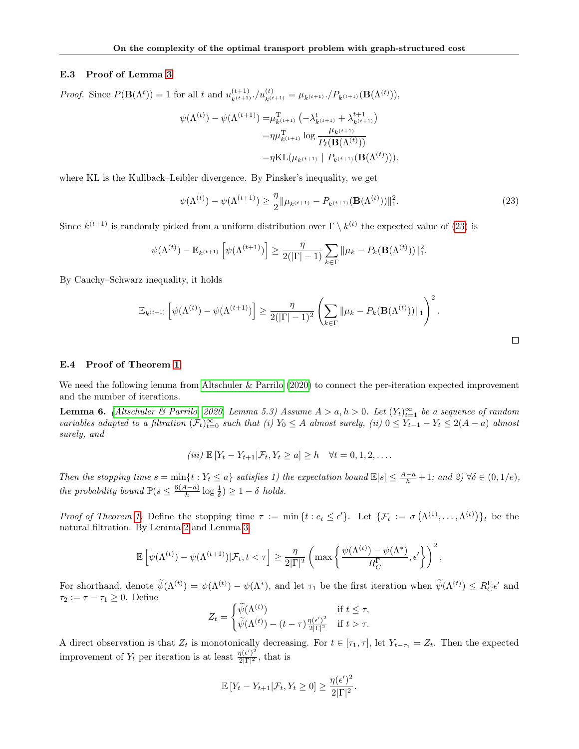### E.3 Proof of Lemma 3

*Proof.* Since $P(\mathbf{B}(\Lambda^t)) = 1$ for all $t$ and $u^{(t+1)}_{k^{(t+1)}}./u^{(t)}_{k^{(t+1)}} = \mu_{k^{(t+1)}}./P_{k^{(t+1)}}(\mathbf{B}(\Lambda^{(t)}))$,

$$
\begin{aligned}
\psi(\Lambda^{(t)}) - \psi(\Lambda^{(t+1)}) =& \mu^{\mathrm{T}}_{k^{(t+1)}} \left(-\lambda^t_{k^{(t+1)}} + \lambda^{t+1}_{k^{(t+1)}}\right) \\
=& \eta \mu^{\mathrm{T}}_{k^{(t+1)}} \log \frac{\mu_{k^{(t+1)}}}{P_\ell(\mathbf{B}(\Lambda^{(t)}))} \\
=& \eta \mathrm{KL}(\mu_{k^{(t+1)}} \mid P_{k^{(t+1)}}(\mathbf{B}(\Lambda^{(t)}))).
\end{aligned}
$$

where KL is the Kullback–Leibler divergence. By Pinsker's inequality, we get

$$
\psi(\Lambda^{(t)}) - \psi(\Lambda^{(t+1)}) \geq \frac{\eta}{2} \|\mu_{k^{(t+1)}} - P_{k^{(t+1)}}(\mathbf{B}(\Lambda^{(t)}))\|_1^2. \tag{23}
$$

Since $k^{(t+1)}$ is randomly picked from a uniform distribution over $\Gamma \setminus k^{(t)}$ the expected value of (23) is

$$
\psi(\Lambda^{(t)}) - \mathbb{E}_{k^{(t+1)}} \left[\psi(\Lambda^{(t+1)})\right] \geq \frac{\eta}{2(|\Gamma|-1)} \sum_{k\in\Gamma} \|\mu_k - P_k(\mathbf{B}(\Lambda^{(t)}))\|_1^2.
$$

By Cauchy–Schwarz inequality, it holds

$$
\mathbb{E}_{k^{(t+1)}} \left[\psi(\Lambda^{(t)}) - \psi(\Lambda^{(t+1)})\right] \geq \frac{\eta}{2(|\Gamma|-1)^2} \left(\sum_{k\in\Gamma} \|\mu_k - P_k(\mathbf{B}(\Lambda^{(t)}))\|_1\right)^2.
$$

□

### E.4 Proof of Theorem 1

We need the following lemma from Altschuler & Parrilo (2020) to connect the per-iteration expected improvement and the number of iterations.

**Lemma 6.** *(Altschuler & Parrilo, 2020, Lemma 5.3) Assume $A > a, h > 0$. Let $(Y_t)_{t=1}^\infty$ be a sequence of random variables adapted to a filtration $(\mathcal{F}_t)_{t=0}^\infty$ such that (i) $Y_0 \leq A$ almost surely, (ii) $0 \leq Y_{t-1} - Y_t \leq 2(A-a)$ almost surely, and*

$$
\textit{(iii)}\ \mathbb{E}\left[Y_t - Y_{t+1} | \mathcal{F}_t, Y_t \geq a\right] \geq h \quad \forall t = 0, 1, 2, \ldots.
$$

*Then the stopping time $s = \min\{t : Y_t \leq a\}$ satisfies 1) the expectation bound $\mathbb{E}[s] \leq \frac{A-a}{h} + 1$; and 2) $\forall \delta \in (0, 1/e)$, the probability bound $\mathbb{P}(s \leq \frac{6(A-a)}{h} \log \frac{1}{\delta}) \geq 1 - \delta$ holds.*

*Proof of Theorem 1.* Define the stopping time $\tau := \min\{t : e_t \leq \epsilon'\}$. Let $\{\mathcal{F}_t := \sigma\left(\Lambda^{(1)}, \ldots, \Lambda^{(t)}\right)\}_t$ be the natural filtration. By Lemma 2 and Lemma 3,

$$
\mathbb{E}\left[\psi(\Lambda^{(t)}) - \psi(\Lambda^{(t+1)}) | \mathcal{F}_t, t < \tau\right] \geq \frac{\eta}{2|\Gamma|^2} \left(\max\left\{\frac{\psi(\Lambda^{(t)}) - \psi(\Lambda^*)}{R_C^\Gamma}, \epsilon'\right\}\right)^2,
$$

For shorthand, denote $\widetilde{\psi}(\Lambda^{(t)}) = \psi(\Lambda^{(t)}) - \psi(\Lambda^*)$, and let $\tau_1$ be the first iteration when $\widetilde{\psi}(\Lambda^{(t)}) \leq R_C^\Gamma \epsilon'$ and $\tau_2 := \tau - \tau_1 \geq 0$. Define

$$
Z_t = \begin{cases} \widetilde{\psi}(\Lambda^{(t)}) & \text{if } t \leq \tau, \\ \widetilde{\psi}(\Lambda^{(t)}) - (t-\tau)\frac{\eta(\epsilon')^2}{2|\Gamma|^2} & \text{if } t > \tau. \end{cases}
$$

A direct observation is that $Z_t$ is monotonically decreasing. For $t \in [\tau_1, \tau]$, let $Y_{t-\tau_1} = Z_t$. Then the expected improvement of $Y_t$ per iteration is at least $\frac{\eta(\epsilon')^2}{2|\Gamma|^2}$, that is

$$
\mathbb{E}\left[Y_t - Y_{t+1} | \mathcal{F}_t, Y_t \geq 0\right] \geq \frac{\eta(\epsilon')^2}{2|\Gamma|^2}.
$$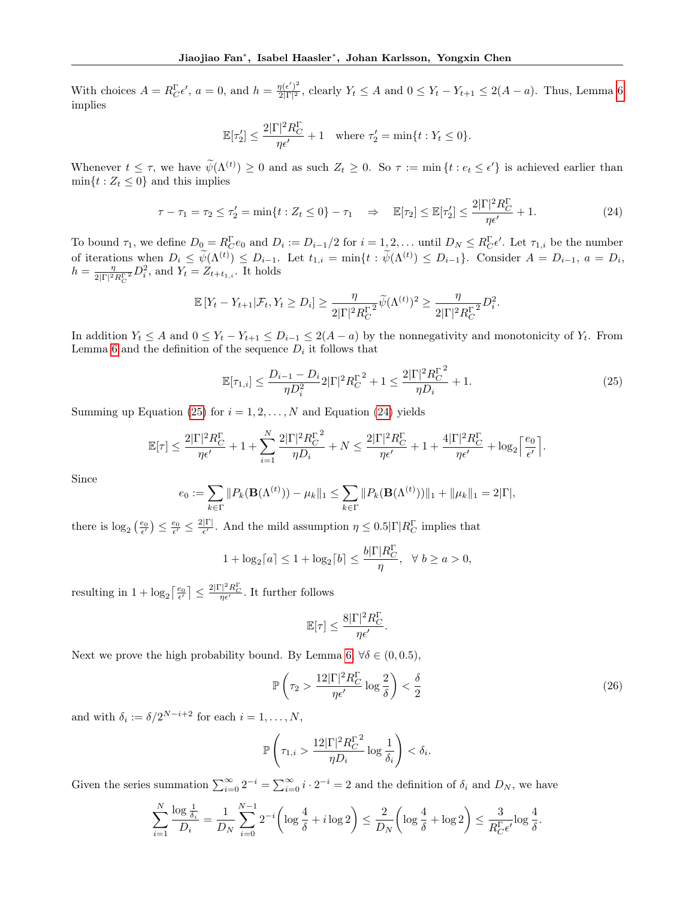With choices $A = R_C^\Gamma \epsilon'$, $a = 0$, and $h = \frac{\eta(\epsilon')^2}{2|\Gamma|^2}$, clearly $Y_t \le A$ and $0 \le Y_t - Y_{t+1} \le 2(A-a)$. Thus, Lemma 6 implies

$$\mathbb{E}[\tau_2'] \le \frac{2|\Gamma|^2 R_C^\Gamma}{\eta\epsilon'} + 1 \quad \text{where } \tau_2' = \min\{t : Y_t \le 0\}.$$

Whenever $t \le \tau$, we have $\widetilde{\psi}(\Lambda^{(t)}) \ge 0$ and as such $Z_t \ge 0$. So $\tau := \min\{t : e_t \le \epsilon'\}$ is achieved earlier than $\min\{t : Z_t \le 0\}$ and this implies

$$\tau - \tau_1 = \tau_2 \le \tau_2' = \min\{t : Z_t \le 0\} - \tau_1 \quad \Rightarrow \quad \mathbb{E}[\tau_2] \le \mathbb{E}[\tau_2'] \le \frac{2|\Gamma|^2 R_C^\Gamma}{\eta\epsilon'} + 1. \tag{24}$$

To bound $\tau_1$, we define $D_0 = R_C^\Gamma e_0$ and $D_i := D_{i-1}/2$ for $i = 1, 2, \dots$ until $D_N \le R_C^\Gamma \epsilon'$. Let $\tau_{1,i}$ be the number of iterations when $D_i \le \widetilde{\psi}(\Lambda^{(t)}) \le D_{i-1}$. Let $t_{1,i} = \min\{t : \widetilde{\psi}(\Lambda^{(t)}) \le D_{i-1}\}$. Consider $A = D_{i-1}$, $a = D_i$, $h = \frac{\eta}{2|\Gamma|^2 {R_C^\Gamma}^2} D_i^2$, and $Y_t = Z_{t+t_{1,i}}$. It holds

$$\mathbb{E}\left[Y_t - Y_{t+1} | \mathcal{F}_t, Y_t \ge D_i\right] \ge \frac{\eta}{2|\Gamma|^2 {R_C^\Gamma}^2} \widetilde{\psi}(\Lambda^{(t)})^2 \ge \frac{\eta}{2|\Gamma|^2 {R_C^\Gamma}^2} D_i^2.$$

In addition $Y_t \le A$ and $0 \le Y_t - Y_{t+1} \le D_{i-1} \le 2(A-a)$ by the nonnegativity and monotonicity of $Y_t$. From Lemma 6 and the definition of the sequence $D_i$ it follows that

$$\mathbb{E}[\tau_{1,i}] \le \frac{D_{i-1} - D_i}{\eta D_i^2} 2|\Gamma|^2 {R_C^\Gamma}^2 + 1 \le \frac{2|\Gamma|^2 {R_C^\Gamma}^2}{\eta D_i} + 1. \tag{25}$$

Summing up Equation (25) for $i = 1, 2, \dots, N$ and Equation (24) yields

$$\mathbb{E}[\tau] \le \frac{2|\Gamma|^2 R_C^\Gamma}{\eta\epsilon'} + 1 + \sum_{i=1}^{N} \frac{2|\Gamma|^2 {R_C^\Gamma}^2}{\eta D_i} + N \le \frac{2|\Gamma|^2 R_C^\Gamma}{\eta\epsilon'} + 1 + \frac{4|\Gamma|^2 R_C^\Gamma}{\eta\epsilon'} + \log_2 \left\lceil \frac{e_0}{\epsilon'} \right\rceil.$$

Since

$$e_0 := \sum_{k\in\Gamma} \|P_k(\mathbf{B}(\Lambda^{(t)})) - \mu_k\|_1 \le \sum_{k\in\Gamma} \|P_k(\mathbf{B}(\Lambda^{(t)}))\|_1 + \|\mu_k\|_1 = 2|\Gamma|,$$

there is $\log_2\left(\frac{e_0}{\epsilon'}\right) \le \frac{e_0}{\epsilon'} \le \frac{2|\Gamma|}{\epsilon'}$. And the mild assumption $\eta \le 0.5|\Gamma| R_C^\Gamma$ implies that

$$1 + \log_2\lceil a \rceil \le 1 + \log_2 \lceil b \rceil \le \frac{b|\Gamma| R_C^\Gamma}{\eta}, \;\; \forall\, b \ge a > 0,$$

resulting in $1 + \log_2\left\lceil \frac{e_0}{\epsilon'} \right\rceil \le \frac{2|\Gamma|^2 R_C^\Gamma}{\eta\epsilon'}$. It further follows

$$\mathbb{E}[\tau] \le \frac{8|\Gamma|^2 R_C^\Gamma}{\eta\epsilon'}.$$

Next we prove the high probability bound. By Lemma 6, $\forall \delta \in (0, 0.5)$,

$$\mathbb{P}\left(\tau_2 > \frac{12|\Gamma|^2 R_C^\Gamma}{\eta\epsilon'} \log\frac{2}{\delta}\right) < \frac{\delta}{2} \tag{26}$$

and with $\delta_i := \delta/2^{N-i+2}$ for each $i = 1, \dots, N$,

$$\mathbb{P}\left(\tau_{1,i} > \frac{12|\Gamma|^2 {R_C^\Gamma}^2}{\eta D_i} \log\frac{1}{\delta_i}\right) < \delta_i.$$

Given the series summation $\sum_{i=0}^{\infty} 2^{-i} = \sum_{i=0}^{\infty} i \cdot 2^{-i} = 2$ and the definition of $\delta_i$ and $D_N$, we have

$$\sum_{i=1}^{N} \frac{\log\frac{1}{\delta_i}}{D_i} = \frac{1}{D_N} \sum_{i=0}^{N-1} 2^{-i}\left(\log\frac{4}{\delta} + i\log 2\right) \le \frac{2}{D_N}\left(\log\frac{4}{\delta} + \log 2\right) \le \frac{3}{R_C^\Gamma \epsilon'} \log\frac{4}{\delta}.$$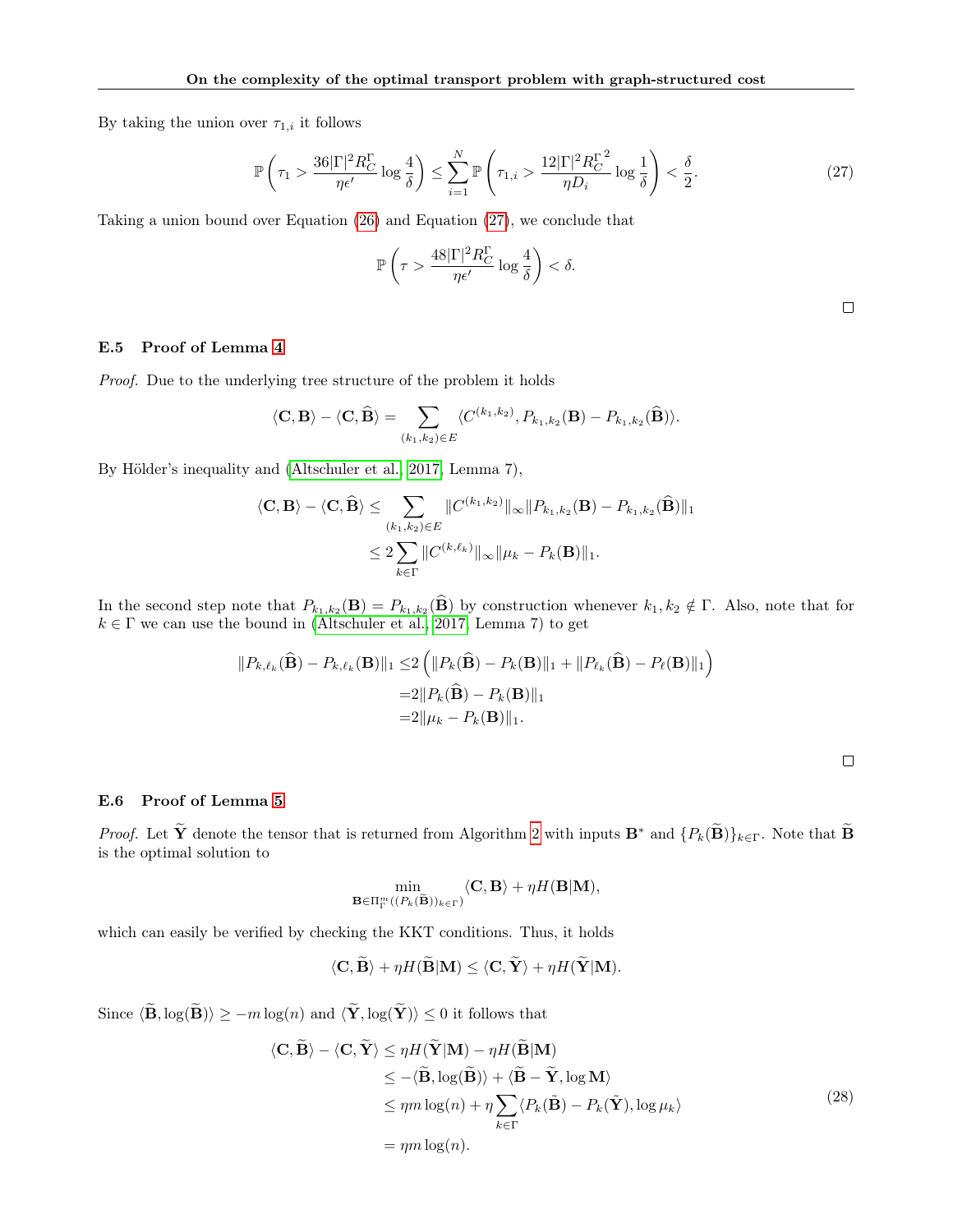By taking the union over $\tau_{1,i}$ it follows

$$\mathbb{P}\left(\tau_1 > \frac{36|\Gamma|^2 R_C^\Gamma}{\eta\epsilon'}\log\frac{4}{\delta}\right) \leq \sum_{i=1}^N \mathbb{P}\left(\tau_{1,i} > \frac{12|\Gamma|^2 {R_C^\Gamma}^2}{\eta D_i}\log\frac{1}{\delta}\right) < \frac{\delta}{2}. \tag{27}$$

Taking a union bound over Equation (26) and Equation (27), we conclude that

$$\mathbb{P}\left(\tau > \frac{48|\Gamma|^2 R_C^\Gamma}{\eta\epsilon'}\log\frac{4}{\delta}\right) < \delta.$$

□

### E.5 Proof of Lemma 4

*Proof.* Due to the underlying tree structure of the problem it holds

$$\langle \mathbf{C}, \mathbf{B}\rangle - \langle \mathbf{C}, \widehat{\mathbf{B}}\rangle = \sum_{(k_1,k_2)\in E} \langle C^{(k_1,k_2)}, P_{k_1,k_2}(\mathbf{B}) - P_{k_1,k_2}(\widehat{\mathbf{B}})\rangle.$$

By Hölder's inequality and (Altschuler et al., 2017, Lemma 7),

$$\begin{aligned}
\langle \mathbf{C}, \mathbf{B}\rangle - \langle \mathbf{C}, \widehat{\mathbf{B}}\rangle &\leq \sum_{(k_1,k_2)\in E} \|C^{(k_1,k_2)}\|_\infty \|P_{k_1,k_2}(\mathbf{B}) - P_{k_1,k_2}(\widehat{\mathbf{B}})\|_1 \\
&\leq 2\sum_{k\in\Gamma} \|C^{(k,\ell_k)}\|_\infty \|\mu_k - P_k(\mathbf{B})\|_1.
\end{aligned}$$

In the second step note that $P_{k_1,k_2}(\mathbf{B}) = P_{k_1,k_2}(\widehat{\mathbf{B}})$ by construction whenever $k_1, k_2 \notin \Gamma$. Also, note that for $k \in \Gamma$ we can use the bound in (Altschuler et al., 2017, Lemma 7) to get

$$\begin{aligned}
\|P_{k,\ell_k}(\widehat{\mathbf{B}}) - P_{k,\ell_k}(\mathbf{B})\|_1 \leq& 2\left(\|P_k(\widehat{\mathbf{B}}) - P_k(\mathbf{B})\|_1 + \|P_{\ell_k}(\widehat{\mathbf{B}}) - P_\ell(\mathbf{B})\|_1\right) \\
=& 2\|P_k(\widehat{\mathbf{B}}) - P_k(\mathbf{B})\|_1 \\
=& 2\|\mu_k - P_k(\mathbf{B})\|_1.
\end{aligned}$$

□

### E.6 Proof of Lemma 5

*Proof.* Let $\widetilde{\mathbf{Y}}$ denote the tensor that is returned from Algorithm 2 with inputs $\mathbf{B}^*$ and $\{P_k(\widetilde{\mathbf{B}})\}_{k\in\Gamma}$. Note that $\widetilde{\mathbf{B}}$ is the optimal solution to

$$\min_{\mathbf{B}\in\Pi_\Gamma^m((P_k(\widetilde{\mathbf{B}}))_{k\in\Gamma})} \langle \mathbf{C}, \mathbf{B}\rangle + \eta H(\mathbf{B}|\mathbf{M}),$$

which can easily be verified by checking the KKT conditions. Thus, it holds

$$\langle \mathbf{C}, \widetilde{\mathbf{B}}\rangle + \eta H(\widetilde{\mathbf{B}}|\mathbf{M}) \leq \langle \mathbf{C}, \widetilde{\mathbf{Y}}\rangle + \eta H(\widetilde{\mathbf{Y}}|\mathbf{M}).$$

Since $\langle \widetilde{\mathbf{B}}, \log(\widetilde{\mathbf{B}})\rangle \geq -m\log(n)$ and $\langle \widetilde{\mathbf{Y}}, \log(\widetilde{\mathbf{Y}})\rangle \leq 0$ it follows that

$$\begin{aligned}
\langle \mathbf{C}, \widetilde{\mathbf{B}}\rangle - \langle \mathbf{C}, \widetilde{\mathbf{Y}}\rangle &\leq \eta H(\widetilde{\mathbf{Y}}|\mathbf{M}) - \eta H(\widetilde{\mathbf{B}}|\mathbf{M}) \\
&\leq -\langle \widetilde{\mathbf{B}}, \log(\widetilde{\mathbf{B}})\rangle + \langle \widetilde{\mathbf{B}} - \widetilde{\mathbf{Y}}, \log \mathbf{M}\rangle \\
&\leq \eta m\log(n) + \eta\sum_{k\in\Gamma}\langle P_k(\tilde{\mathbf{B}}) - P_k(\widetilde{\mathbf{Y}}), \log\mu_k\rangle \\
&= \eta m\log(n).
\end{aligned} \tag{28}$$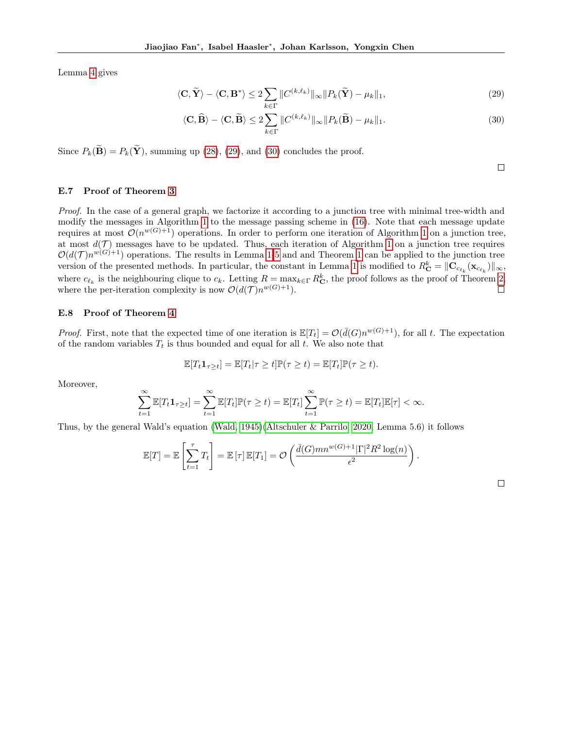Lemma 4 gives

$$\langle \mathbf{C}, \widetilde{\mathbf{Y}} \rangle - \langle \mathbf{C}, \mathbf{B}^* \rangle \leq 2 \sum_{k \in \Gamma} \|C^{(k,\ell_k)}\|_\infty \|P_k(\widetilde{\mathbf{Y}}) - \mu_k\|_1, \tag{29}$$

$$\langle \mathbf{C}, \widehat{\mathbf{B}} \rangle - \langle \mathbf{C}, \widetilde{\mathbf{B}} \rangle \leq 2 \sum_{k \in \Gamma} \|C^{(k,\ell_k)}\|_\infty \|P_k(\widetilde{\mathbf{B}}) - \mu_k\|_1. \tag{30}$$

Since $P_k(\widetilde{\mathbf{B}}) = P_k(\widetilde{\mathbf{Y}})$, summing up (28), (29), and (30) concludes the proof.

□

### E.7 Proof of Theorem 3

*Proof.* In the case of a general graph, we factorize it according to a junction tree with minimal tree-width and modify the messages in Algorithm 1 to the message passing scheme in (16). Note that each message update requires at most $\mathcal{O}(n^{w(G)+1})$ operations. In order to perform one iteration of Algorithm 1 on a junction tree, at most $d(\mathcal{T})$ messages have to be updated. Thus, each iteration of Algorithm 1 on a junction tree requires $\mathcal{O}(d(\mathcal{T})n^{w(G)+1})$ operations. The results in Lemma 1-5 and and Theorem 1 can be applied to the junction tree version of the presented methods. In particular, the constant in Lemma 1 is modified to $R_{\mathbf{C}}^k = \|\mathbf{C}_{c_{\ell_k}}(\mathbf{x}_{c_{\ell_k}})\|_\infty$, where $c_{\ell_k}$ is the neighbouring clique to $c_k$. Letting $R = \max_{k \in \Gamma} R_{\mathbf{C}}^k$, the proof follows as the proof of Theorem 2, where the per-iteration complexity is now $\mathcal{O}(d(\mathcal{T})n^{w(G)+1})$. □

### E.8 Proof of Theorem 4

*Proof.* First, note that the expected time of one iteration is $\mathbb{E}[T_t] = \mathcal{O}(\bar{d}(G)n^{w(G)+1})$, for all $t$. The expectation of the random variables $T_t$ is thus bounded and equal for all $t$. We also note that

$$\mathbb{E}[T_t \mathbf{1}_{\tau \geq t}] = \mathbb{E}[T_t | \tau \geq t] \mathbb{P}(\tau \geq t) = \mathbb{E}[T_t] \mathbb{P}(\tau \geq t).$$

Moreover,

$$\sum_{t=1}^{\infty} \mathbb{E}[T_t \mathbf{1}_{\tau \geq t}] = \sum_{t=1}^{\infty} \mathbb{E}[T_t] \mathbb{P}(\tau \geq t) = \mathbb{E}[T_t] \sum_{t=1}^{\infty} \mathbb{P}(\tau \geq t) = \mathbb{E}[T_t] \mathbb{E}[\tau] < \infty.$$

Thus, by the general Wald's equation (Wald, 1945)(Altschuler & Parrilo, 2020, Lemma 5.6) it follows

$$\mathbb{E}[T] = \mathbb{E}\left[\sum_{t=1}^{\tau} T_t\right] = \mathbb{E}[\tau] \mathbb{E}[T_1] = \mathcal{O}\left(\frac{\bar{d}(G) m n^{w(G)+1} |\Gamma|^2 R^2 \log(n)}{\epsilon^2}\right).$$

□